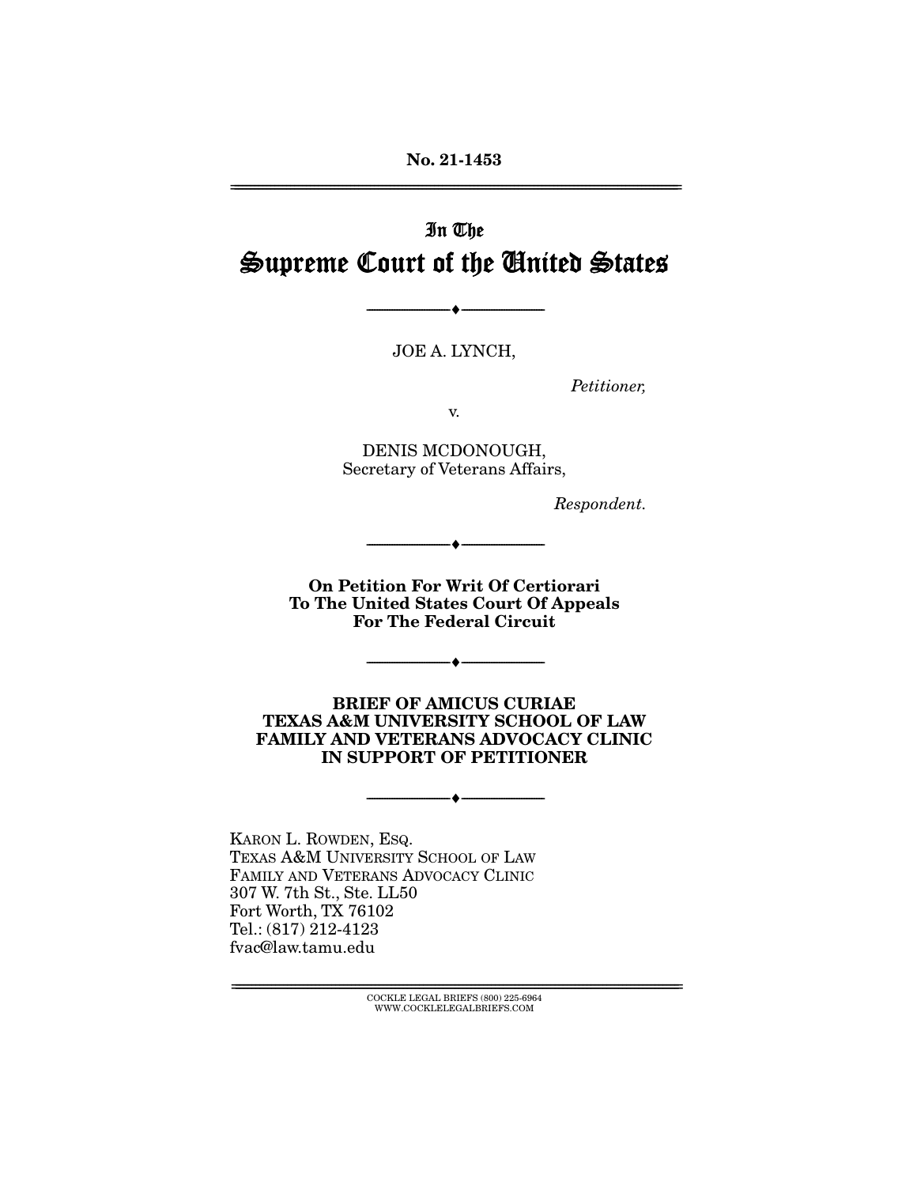No. 21-1453

# In The Supreme Court of the United States

---

JOE A. LYNCH,

*Petitioner,*

v.

DENIS MCDONOUGH,
Secretary of Veterans Affairs,

*Respondent.*

---

**On Petition For Writ Of Certiorari To The United States Court Of Appeals For The Federal Circuit**

---

**BRIEF OF AMICUS CURIAE TEXAS A&M UNIVERSITY SCHOOL OF LAW FAMILY AND VETERANS ADVOCACY CLINIC IN SUPPORT OF PETITIONER**

---

KARON L. ROWDEN, ESQ.
TEXAS A&M UNIVERSITY SCHOOL OF LAW
FAMILY AND VETERANS ADVOCACY CLINIC
307 W. 7th St., Ste. LL50
Fort Worth, TX 76102
Tel.: (817) 212-4123
fvac@law.tamu.edu

COCKLE LEGAL BRIEFS (800) 225-6964
WWW.COCKLELEGALBRIEFS.COM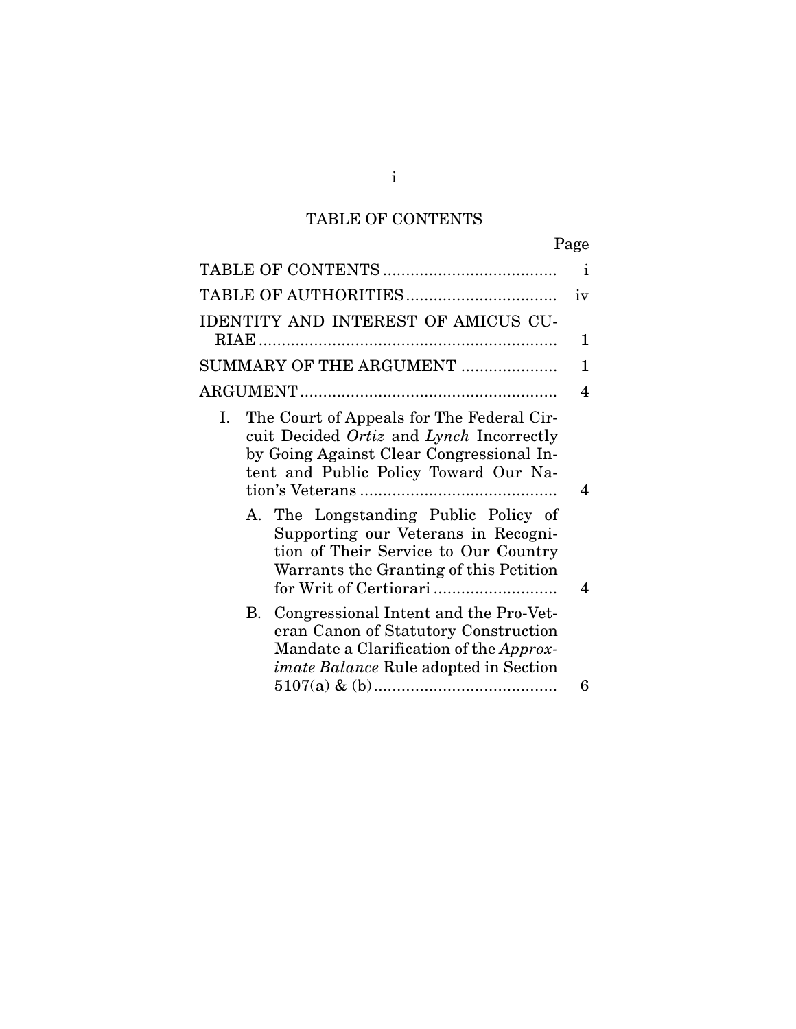# TABLE OF CONTENTS

| | Page |
|---|---|
| TABLE OF CONTENTS | i |
| TABLE OF AUTHORITIES | iv |
| IDENTITY AND INTEREST OF AMICUS CURIAE | 1 |
| SUMMARY OF THE ARGUMENT | 1 |
| ARGUMENT | 4 |
| I. The Court of Appeals for The Federal Circuit Decided *Ortiz* and *Lynch* Incorrectly by Going Against Clear Congressional Intent and Public Policy Toward Our Nation's Veterans | 4 |
| A. The Longstanding Public Policy of Supporting our Veterans in Recognition of Their Service to Our Country Warrants the Granting of this Petition for Writ of Certiorari | 4 |
| B. Congressional Intent and the Pro-Veteran Canon of Statutory Construction Mandate a Clarification of the *Approximate Balance* Rule adopted in Section 5107(a) & (b) | 6 |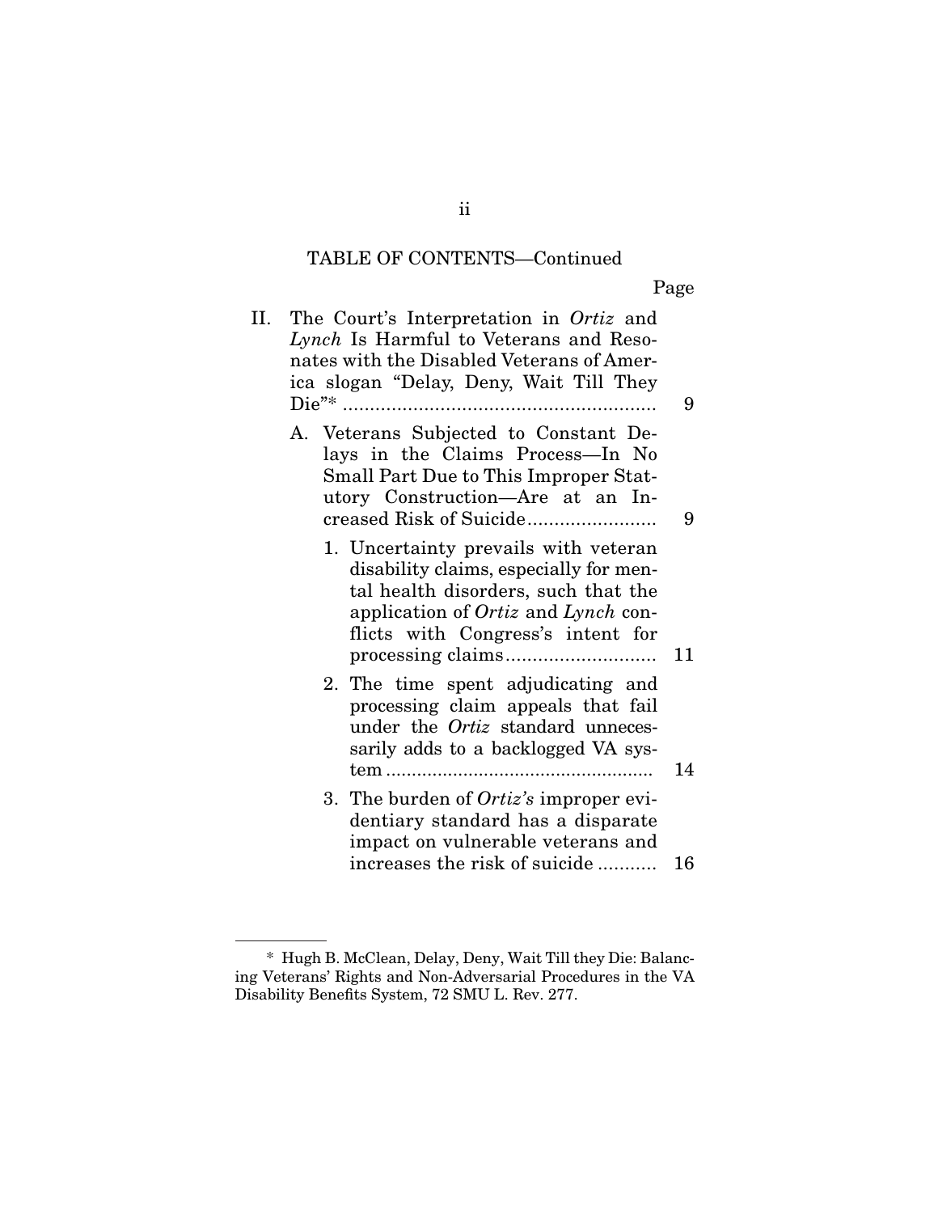TABLE OF CONTENTS—Continued

| | Page |
|---|---|
| II. The Court's Interpretation in *Ortiz* and *Lynch* Is Harmful to Veterans and Resonates with the Disabled Veterans of America slogan "Delay, Deny, Wait Till They Die"* | 9 |
| A. Veterans Subjected to Constant Delays in the Claims Process—In No Small Part Due to This Improper Statutory Construction—Are at an Increased Risk of Suicide | 9 |
| 1. Uncertainty prevails with veteran disability claims, especially for mental health disorders, such that the application of *Ortiz* and *Lynch* conflicts with Congress's intent for processing claims | 11 |
| 2. The time spent adjudicating and processing claim appeals that fail under the *Ortiz* standard unnecessarily adds to a backlogged VA system | 14 |
| 3. The burden of *Ortiz's* improper evidentiary standard has a disparate impact on vulnerable veterans and increases the risk of suicide | 16 |

\* Hugh B. McClean, Delay, Deny, Wait Till they Die: Balancing Veterans' Rights and Non-Adversarial Procedures in the VA Disability Benefits System, 72 SMU L. Rev. 277.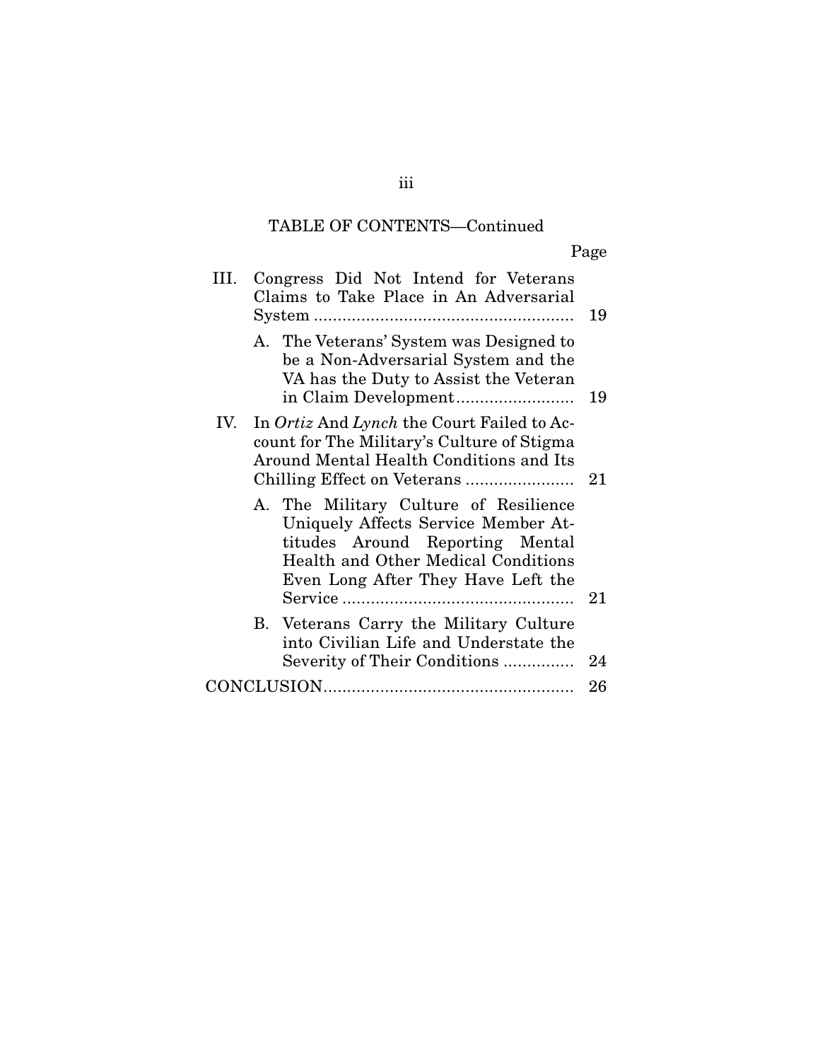TABLE OF CONTENTS—Continued

| | Page |
|---|---|
| III. Congress Did Not Intend for Veterans Claims to Take Place in An Adversarial System | 19 |
| A. The Veterans' System was Designed to be a Non-Adversarial System and the VA has the Duty to Assist the Veteran in Claim Development | 19 |
| IV. In *Ortiz* And *Lynch* the Court Failed to Account for The Military's Culture of Stigma Around Mental Health Conditions and Its Chilling Effect on Veterans | 21 |
| A. The Military Culture of Resilience Uniquely Affects Service Member Attitudes Around Reporting Mental Health and Other Medical Conditions Even Long After They Have Left the Service | 21 |
| B. Veterans Carry the Military Culture into Civilian Life and Understate the Severity of Their Conditions | 24 |
| CONCLUSION | 26 |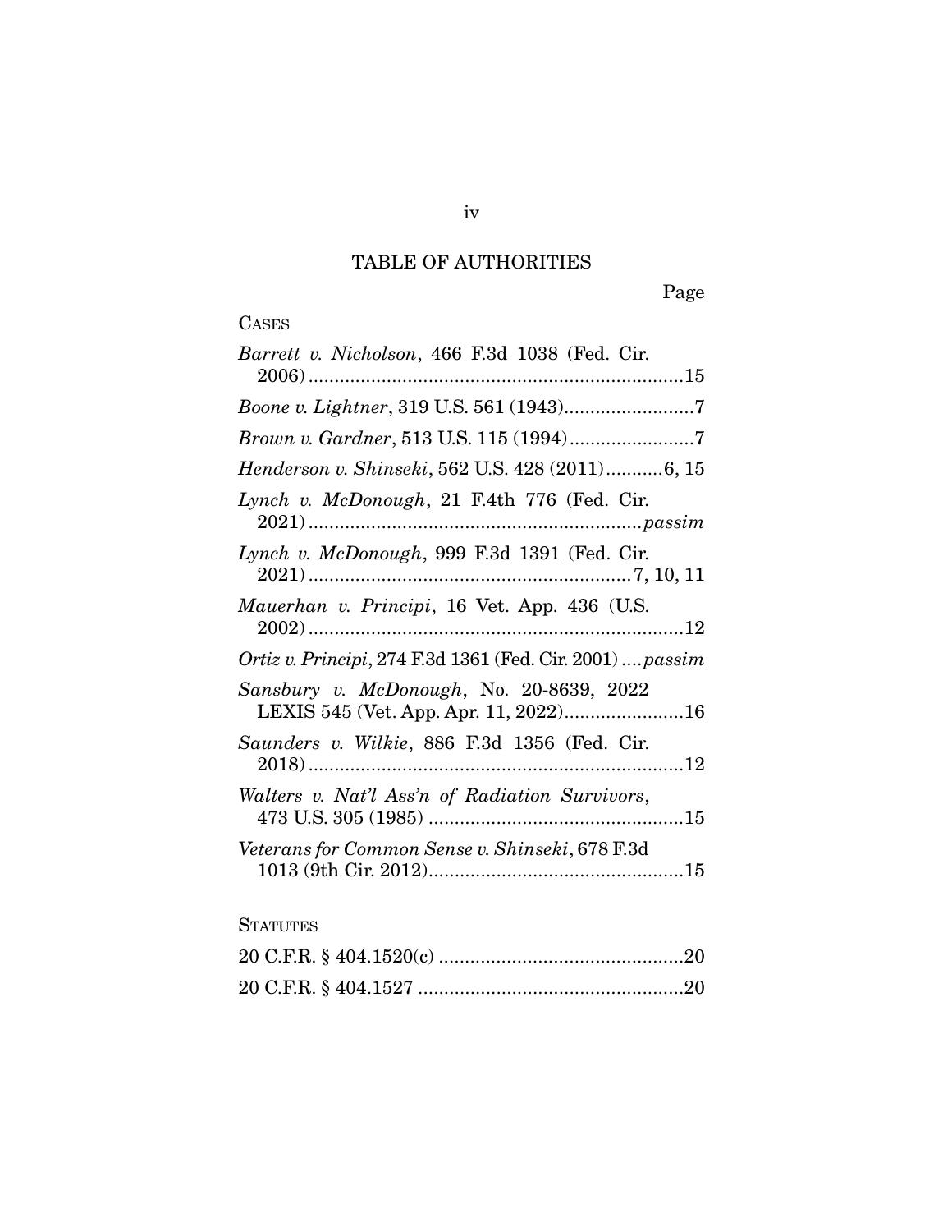# TABLE OF AUTHORITIES

Page

## CASES

*Barrett v. Nicholson*, 466 F.3d 1038 (Fed. Cir. 2006) ........................................................................15

*Boone v. Lightner*, 319 U.S. 561 (1943).........................7

*Brown v. Gardner*, 513 U.S. 115 (1994)........................7

*Henderson v. Shinseki*, 562 U.S. 428 (2011)...........6, 15

*Lynch v. McDonough*, 21 F.4th 776 (Fed. Cir. 2021) ................................................................*passim*

*Lynch v. McDonough*, 999 F.3d 1391 (Fed. Cir. 2021) .............................................................7, 10, 11

*Mauerhan v. Principi*, 16 Vet. App. 436 (U.S. 2002) ........................................................................12

*Ortiz v. Principi*, 274 F.3d 1361 (Fed. Cir. 2001) ....*passim*

*Sansbury v. McDonough*, No. 20-8639, 2022 LEXIS 545 (Vet. App. Apr. 11, 2022).......................16

*Saunders v. Wilkie*, 886 F.3d 1356 (Fed. Cir. 2018) ........................................................................12

*Walters v. Nat'l Ass'n of Radiation Survivors*, 473 U.S. 305 (1985) .................................................15

*Veterans for Common Sense v. Shinseki*, 678 F.3d 1013 (9th Cir. 2012)................................................15

## STATUTES

20 C.F.R. § 404.1520(c) ...............................................20

20 C.F.R. § 404.1527 ...................................................20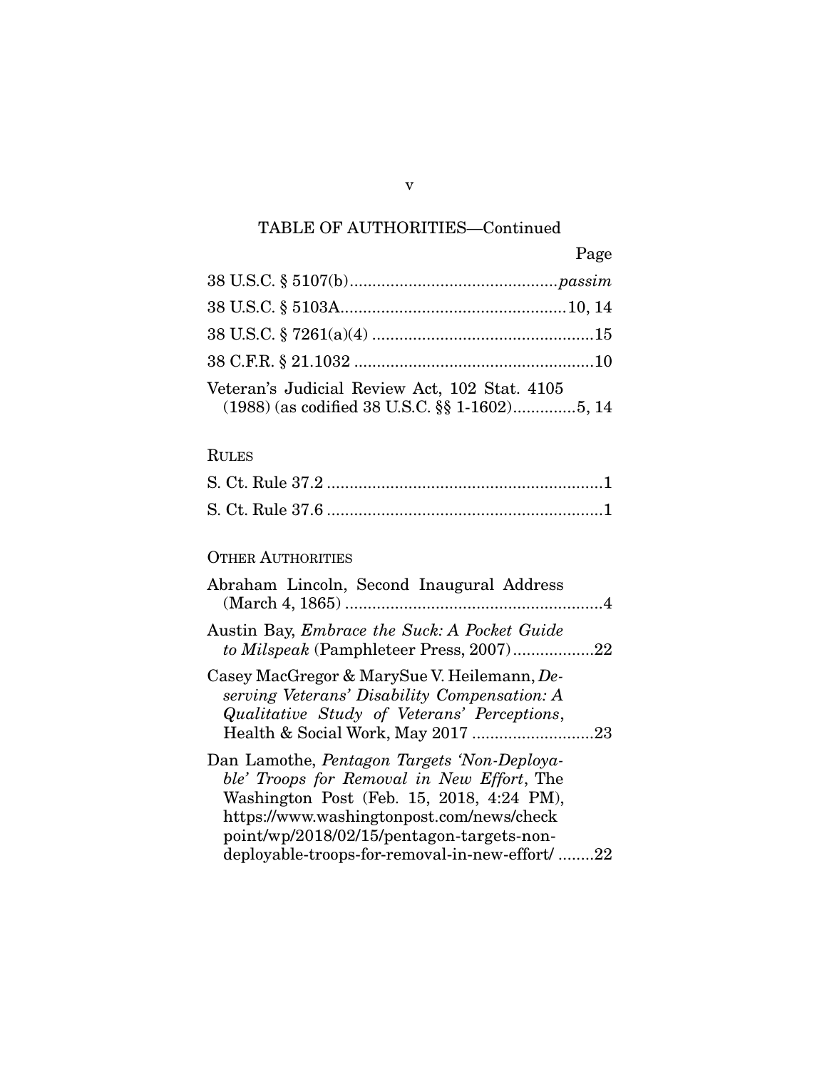TABLE OF AUTHORITIES—Continued

| | Page |
|---|---|
| 38 U.S.C. § 5107(b) | *passim* |
| 38 U.S.C. § 5103A | 10, 14 |
| 38 U.S.C. § 7261(a)(4) | 15 |
| 38 C.F.R. § 21.1032 | 10 |
| Veteran's Judicial Review Act, 102 Stat. 4105 (1988) (as codified 38 U.S.C. §§ 1-1602) | 5, 14 |

RULES

| | |
|---|---|
| S. Ct. Rule 37.2 | 1 |
| S. Ct. Rule 37.6 | 1 |

OTHER AUTHORITIES

| | |
|---|---|
| Abraham Lincoln, Second Inaugural Address (March 4, 1865) | 4 |
| Austin Bay, *Embrace the Suck: A Pocket Guide to Milspeak* (Pamphleteer Press, 2007) | 22 |
| Casey MacGregor & MarySue V. Heilemann, *Deserving Veterans' Disability Compensation: A Qualitative Study of Veterans' Perceptions*, Health & Social Work, May 2017 | 23 |
| Dan Lamothe, *Pentagon Targets 'Non-Deployable' Troops for Removal in New Effort*, The Washington Post (Feb. 15, 2018, 4:24 PM), https://www.washingtonpost.com/news/checkpoint/wp/2018/02/15/pentagon-targets-non-deployable-troops-for-removal-in-new-effort/ | 22 |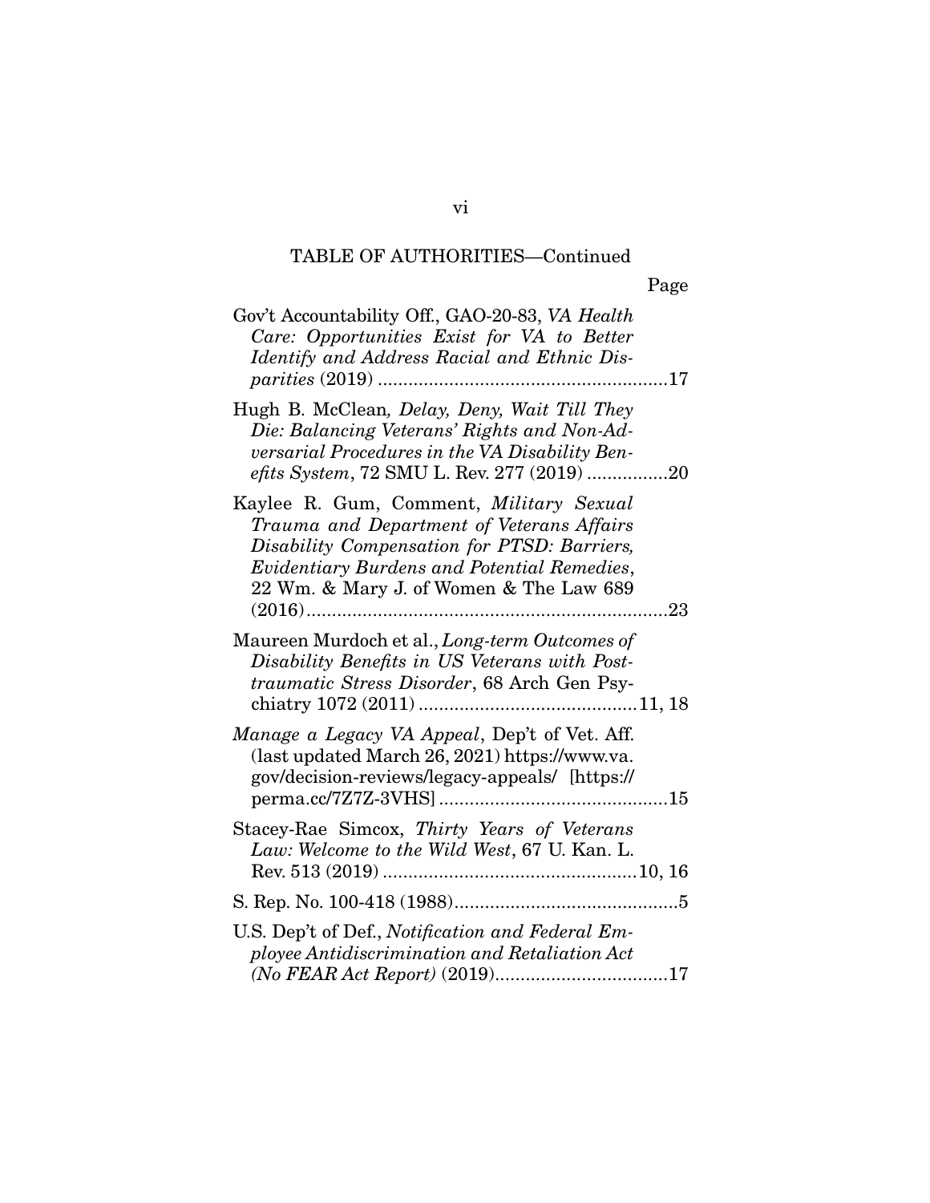TABLE OF AUTHORITIES—Continued

Page

Gov't Accountability Off., GAO-20-83, *VA Health Care: Opportunities Exist for VA to Better Identify and Address Racial and Ethnic Disparities* (2019) ......................................................17

Hugh B. McClean, *Delay, Deny, Wait Till They Die: Balancing Veterans' Rights and Non-Adversarial Procedures in the VA Disability Benefits System*, 72 SMU L. Rev. 277 (2019) ................20

Kaylee R. Gum, Comment, *Military Sexual Trauma and Department of Veterans Affairs Disability Compensation for PTSD: Barriers, Evidentiary Burdens and Potential Remedies*, 22 Wm. & Mary J. of Women & The Law 689 (2016)......................................................................23

Maureen Murdoch et al., *Long-term Outcomes of Disability Benefits in US Veterans with Posttraumatic Stress Disorder*, 68 Arch Gen Psychiatry 1072 (2011) ..........................................11, 18

*Manage a Legacy VA Appeal*, Dep't of Vet. Aff. (last updated March 26, 2021) https://www.va.gov/decision-reviews/legacy-appeals/ [https://perma.cc/7Z7Z-3VHS] ............................................15

Stacey-Rae Simcox, *Thirty Years of Veterans Law: Welcome to the Wild West*, 67 U. Kan. L. Rev. 513 (2019) .................................................10, 16

S. Rep. No. 100-418 (1988)............................................5

U.S. Dep't of Def., *Notification and Federal Employee Antidiscrimination and Retaliation Act (No FEAR Act Report)* (2019)..................................17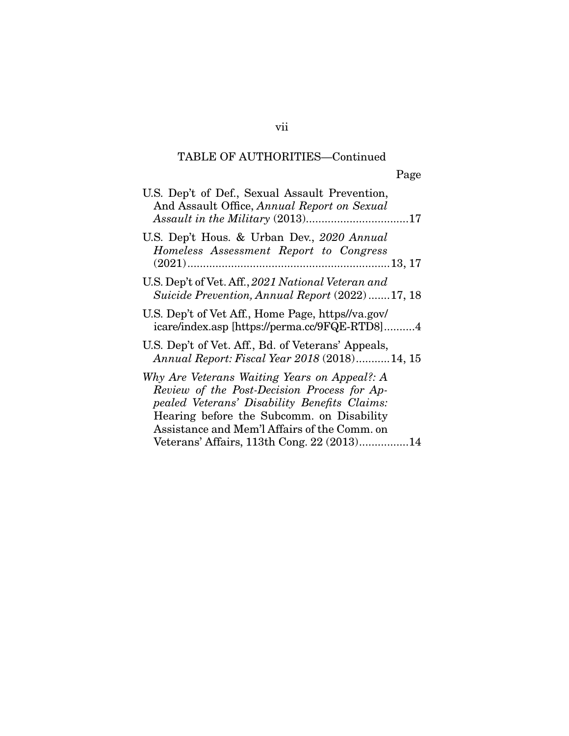TABLE OF AUTHORITIES—Continued

Page

U.S. Dep't of Def., Sexual Assault Prevention, And Assault Office, *Annual Report on Sexual Assault in the Military* (2013)................................17

U.S. Dep't Hous. & Urban Dev., *2020 Annual Homeless Assessment Report to Congress* (2021)................................................................13, 17

U.S. Dep't of Vet. Aff., *2021 National Veteran and Suicide Prevention, Annual Report* (2022).......17, 18

U.S. Dep't of Vet Aff., Home Page, https//va.gov/icare/index.asp [https://perma.cc/9FQE-RTD8]..........4

U.S. Dep't of Vet. Aff., Bd. of Veterans' Appeals, *Annual Report: Fiscal Year 2018* (2018)...........14, 15

*Why Are Veterans Waiting Years on Appeal?: A Review of the Post-Decision Process for Appealed Veterans' Disability Benefits Claims:* Hearing before the Subcomm. on Disability Assistance and Mem'l Affairs of the Comm. on Veterans' Affairs, 113th Cong. 22 (2013)................14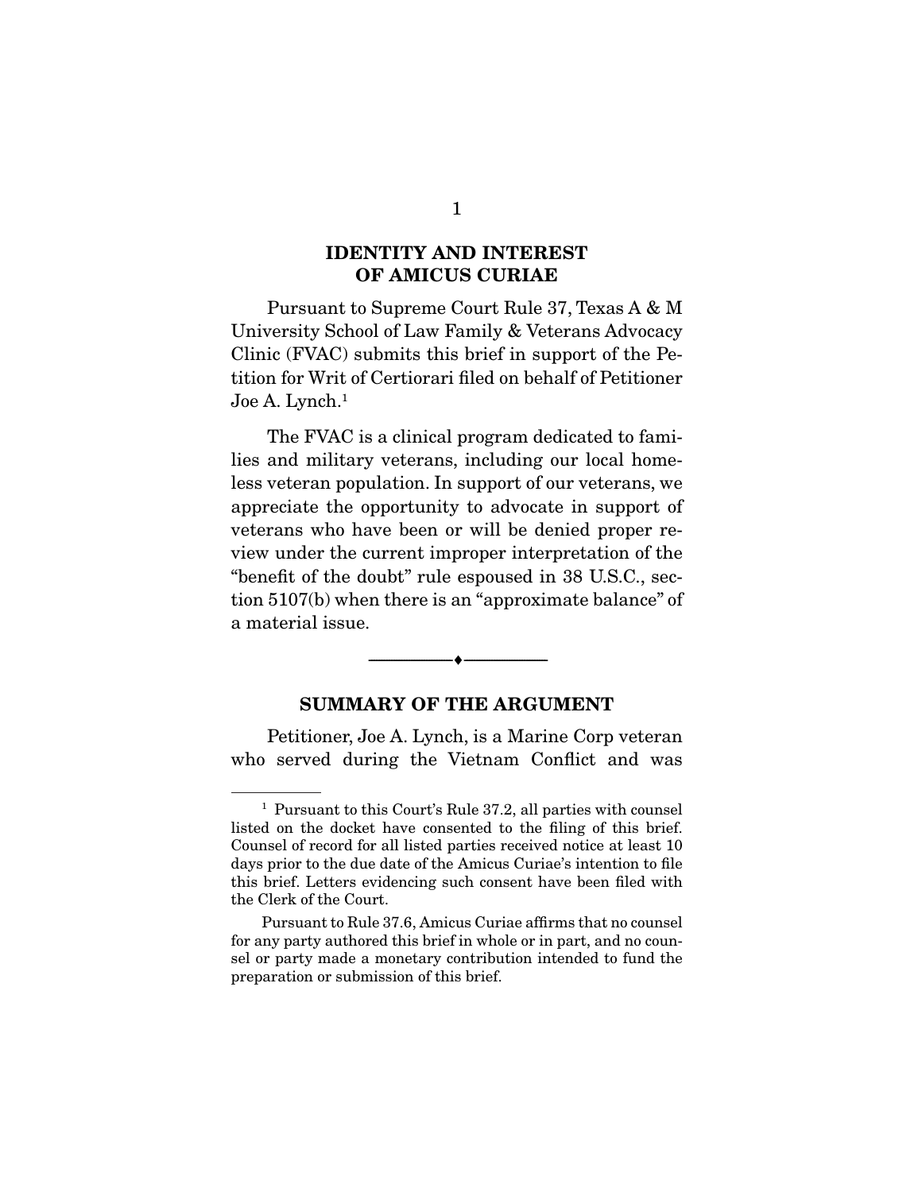## IDENTITY AND INTEREST OF AMICUS CURIAE

Pursuant to Supreme Court Rule 37, Texas A & M University School of Law Family & Veterans Advocacy Clinic (FVAC) submits this brief in support of the Petition for Writ of Certiorari filed on behalf of Petitioner Joe A. Lynch.[1]

The FVAC is a clinical program dedicated to families and military veterans, including our local homeless veteran population. In support of our veterans, we appreciate the opportunity to advocate in support of veterans who have been or will be denied proper review under the current improper interpretation of the "benefit of the doubt" rule espoused in 38 U.S.C., section 5107(b) when there is an "approximate balance" of a material issue.

---

## SUMMARY OF THE ARGUMENT

Petitioner, Joe A. Lynch, is a Marine Corp veteran who served during the Vietnam Conflict and was

---

[1] Pursuant to this Court's Rule 37.2, all parties with counsel listed on the docket have consented to the filing of this brief. Counsel of record for all listed parties received notice at least 10 days prior to the due date of the Amicus Curiae's intention to file this brief. Letters evidencing such consent have been filed with the Clerk of the Court.

Pursuant to Rule 37.6, Amicus Curiae affirms that no counsel for any party authored this brief in whole or in part, and no counsel or party made a monetary contribution intended to fund the preparation or submission of this brief.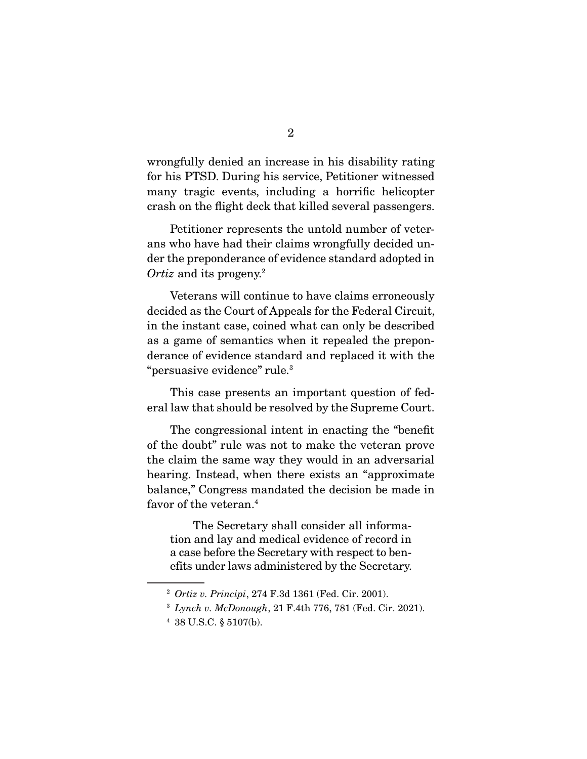wrongfully denied an increase in his disability rating for his PTSD. During his service, Petitioner witnessed many tragic events, including a horrific helicopter crash on the flight deck that killed several passengers.

Petitioner represents the untold number of veterans who have had their claims wrongfully decided under the preponderance of evidence standard adopted in *Ortiz* and its progeny.[2]

Veterans will continue to have claims erroneously decided as the Court of Appeals for the Federal Circuit, in the instant case, coined what can only be described as a game of semantics when it repealed the preponderance of evidence standard and replaced it with the "persuasive evidence" rule.[3]

This case presents an important question of federal law that should be resolved by the Supreme Court.

The congressional intent in enacting the "benefit of the doubt" rule was not to make the veteran prove the claim the same way they would in an adversarial hearing. Instead, when there exists an "approximate balance," Congress mandated the decision be made in favor of the veteran.[4]

> The Secretary shall consider all information and lay and medical evidence of record in a case before the Secretary with respect to benefits under laws administered by the Secretary.

---

[2] *Ortiz v. Principi*, 274 F.3d 1361 (Fed. Cir. 2001).

[3] *Lynch v. McDonough*, 21 F.4th 776, 781 (Fed. Cir. 2021).

[4] 38 U.S.C. § 5107(b).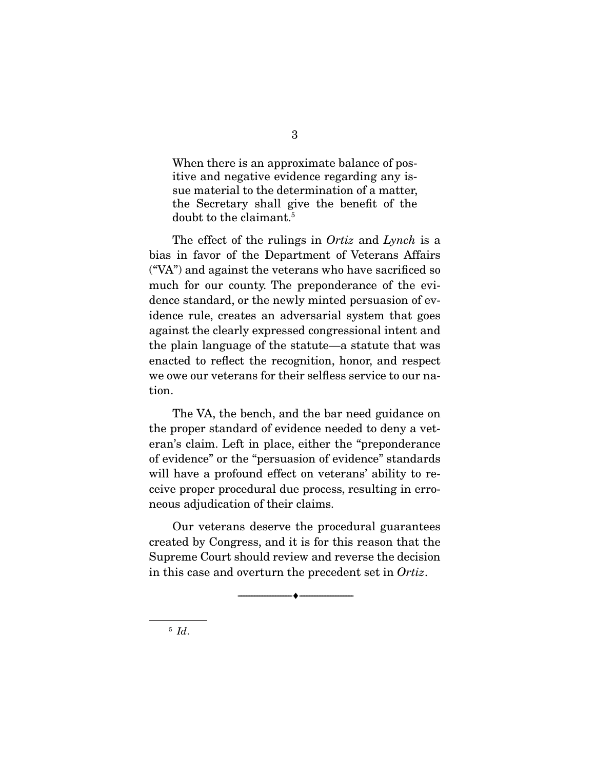> When there is an approximate balance of positive and negative evidence regarding any issue material to the determination of a matter, the Secretary shall give the benefit of the doubt to the claimant.[5]

The effect of the rulings in *Ortiz* and *Lynch* is a bias in favor of the Department of Veterans Affairs ("VA") and against the veterans who have sacrificed so much for our county. The preponderance of the evidence standard, or the newly minted persuasion of evidence rule, creates an adversarial system that goes against the clearly expressed congressional intent and the plain language of the statute—a statute that was enacted to reflect the recognition, honor, and respect we owe our veterans for their selfless service to our nation.

The VA, the bench, and the bar need guidance on the proper standard of evidence needed to deny a veteran's claim. Left in place, either the "preponderance of evidence" or the "persuasion of evidence" standards will have a profound effect on veterans' ability to receive proper procedural due process, resulting in erroneous adjudication of their claims.

Our veterans deserve the procedural guarantees created by Congress, and it is for this reason that the Supreme Court should review and reverse the decision in this case and overturn the precedent set in *Ortiz*.

---

[5] *Id.*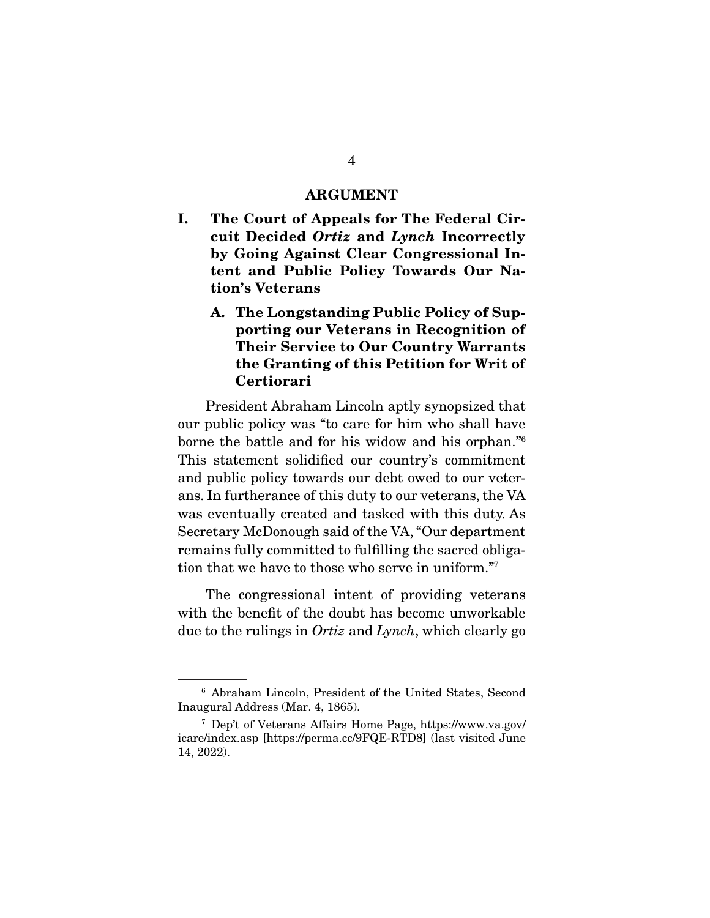## ARGUMENT

### I. The Court of Appeals for The Federal Circuit Decided *Ortiz* and *Lynch* Incorrectly by Going Against Clear Congressional Intent and Public Policy Towards Our Nation's Veterans

#### A. The Longstanding Public Policy of Supporting our Veterans in Recognition of Their Service to Our Country Warrants the Granting of this Petition for Writ of Certiorari

President Abraham Lincoln aptly synopsized that our public policy was "to care for him who shall have borne the battle and for his widow and his orphan."[6] This statement solidified our country's commitment and public policy towards our debt owed to our veterans. In furtherance of this duty to our veterans, the VA was eventually created and tasked with this duty. As Secretary McDonough said of the VA, "Our department remains fully committed to fulfilling the sacred obligation that we have to those who serve in uniform."[7]

The congressional intent of providing veterans with the benefit of the doubt has become unworkable due to the rulings in *Ortiz* and *Lynch*, which clearly go

---

[6] Abraham Lincoln, President of the United States, Second Inaugural Address (Mar. 4, 1865).

[7] Dep't of Veterans Affairs Home Page, https://www.va.gov/icare/index.asp [https://perma.cc/9FQE-RTD8] (last visited June 14, 2022).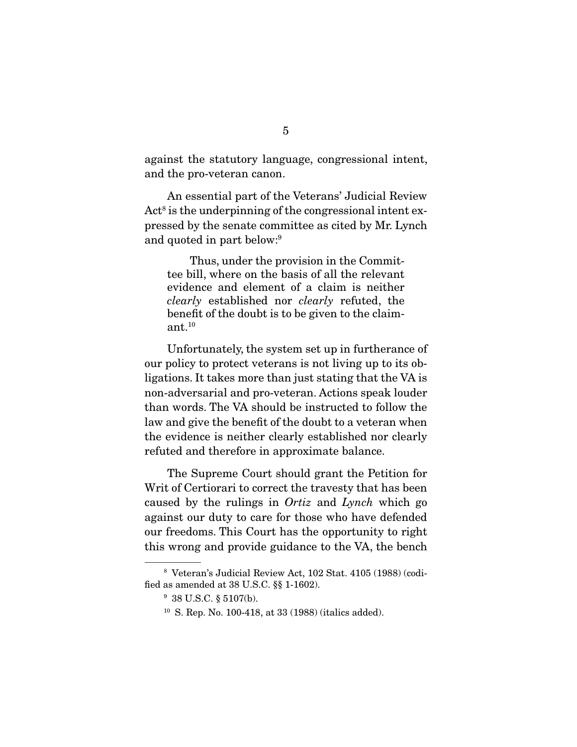against the statutory language, congressional intent, and the pro-veteran canon.

An essential part of the Veterans' Judicial Review Act[8] is the underpinning of the congressional intent expressed by the senate committee as cited by Mr. Lynch and quoted in part below:[9]

> Thus, under the provision in the Committee bill, where on the basis of all the relevant evidence and element of a claim is neither *clearly* established nor *clearly* refuted, the benefit of the doubt is to be given to the claimant.[10]

Unfortunately, the system set up in furtherance of our policy to protect veterans is not living up to its obligations. It takes more than just stating that the VA is non-adversarial and pro-veteran. Actions speak louder than words. The VA should be instructed to follow the law and give the benefit of the doubt to a veteran when the evidence is neither clearly established nor clearly refuted and therefore in approximate balance.

The Supreme Court should grant the Petition for Writ of Certiorari to correct the travesty that has been caused by the rulings in *Ortiz* and *Lynch* which go against our duty to care for those who have defended our freedoms. This Court has the opportunity to right this wrong and provide guidance to the VA, the bench

---

[8] Veteran's Judicial Review Act, 102 Stat. 4105 (1988) (codified as amended at 38 U.S.C. §§ 1-1602).

[9] 38 U.S.C. § 5107(b).

[10] S. Rep. No. 100-418, at 33 (1988) (italics added).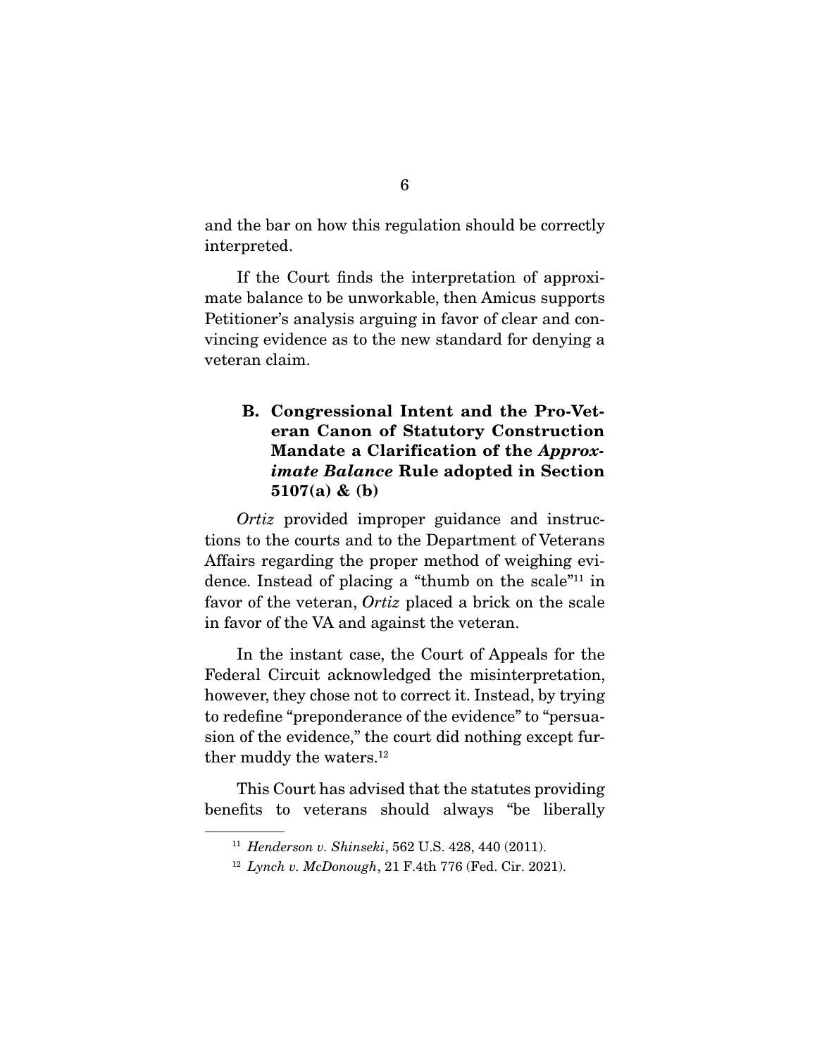and the bar on how this regulation should be correctly interpreted.

If the Court finds the interpretation of approximate balance to be unworkable, then Amicus supports Petitioner's analysis arguing in favor of clear and convincing evidence as to the new standard for denying a veteran claim.

### B. Congressional Intent and the Pro-Veteran Canon of Statutory Construction Mandate a Clarification of the *Approximate Balance* Rule adopted in Section 5107(a) & (b)

*Ortiz* provided improper guidance and instructions to the courts and to the Department of Veterans Affairs regarding the proper method of weighing evidence. Instead of placing a "thumb on the scale"[11] in favor of the veteran, *Ortiz* placed a brick on the scale in favor of the VA and against the veteran.

In the instant case, the Court of Appeals for the Federal Circuit acknowledged the misinterpretation, however, they chose not to correct it. Instead, by trying to redefine "preponderance of the evidence" to "persuasion of the evidence," the court did nothing except further muddy the waters.[12]

This Court has advised that the statutes providing benefits to veterans should always "be liberally

---

[11] *Henderson v. Shinseki*, 562 U.S. 428, 440 (2011).

[12] *Lynch v. McDonough*, 21 F.4th 776 (Fed. Cir. 2021).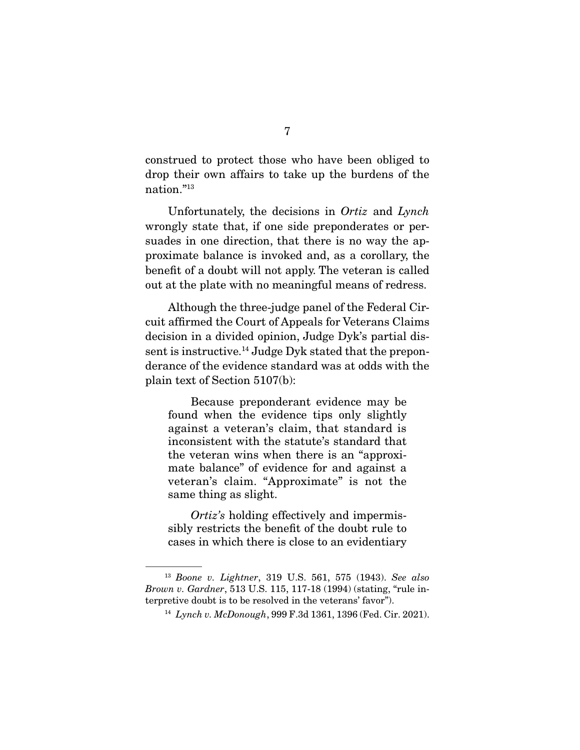construed to protect those who have been obliged to drop their own affairs to take up the burdens of the nation."[13]

Unfortunately, the decisions in *Ortiz* and *Lynch* wrongly state that, if one side preponderates or persuades in one direction, that there is no way the approximate balance is invoked and, as a corollary, the benefit of a doubt will not apply. The veteran is called out at the plate with no meaningful means of redress.

Although the three-judge panel of the Federal Circuit affirmed the Court of Appeals for Veterans Claims decision in a divided opinion, Judge Dyk's partial dissent is instructive.[14] Judge Dyk stated that the preponderance of the evidence standard was at odds with the plain text of Section 5107(b):

> Because preponderant evidence may be found when the evidence tips only slightly against a veteran's claim, that standard is inconsistent with the statute's standard that the veteran wins when there is an "approximate balance" of evidence for and against a veteran's claim. "Approximate" is not the same thing as slight.
>
> *Ortiz's* holding effectively and impermissibly restricts the benefit of the doubt rule to cases in which there is close to an evidentiary

---

[13] *Boone v. Lightner*, 319 U.S. 561, 575 (1943). *See also Brown v. Gardner*, 513 U.S. 115, 117-18 (1994) (stating, "rule interpretive doubt is to be resolved in the veterans' favor").

[14] *Lynch v. McDonough*, 999 F.3d 1361, 1396 (Fed. Cir. 2021).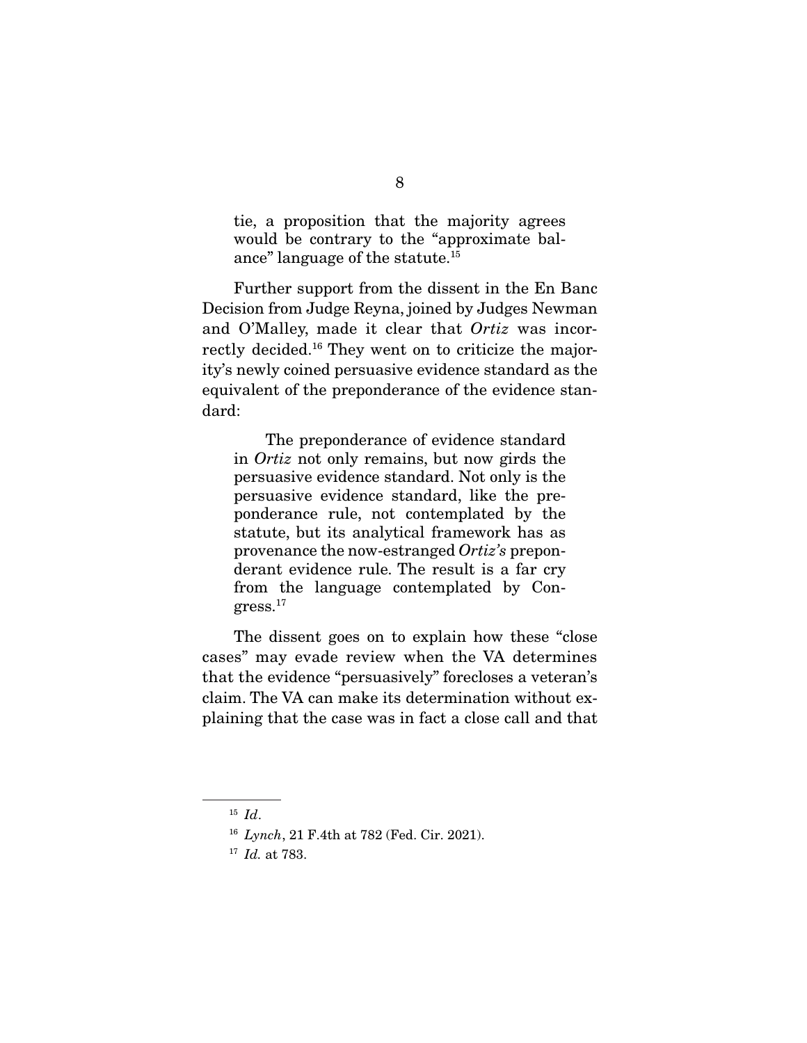> tie, a proposition that the majority agrees would be contrary to the "approximate balance" language of the statute.[15]

Further support from the dissent in the En Banc Decision from Judge Reyna, joined by Judges Newman and O'Malley, made it clear that *Ortiz* was incorrectly decided.[16] They went on to criticize the majority's newly coined persuasive evidence standard as the equivalent of the preponderance of the evidence standard:

> The preponderance of evidence standard in *Ortiz* not only remains, but now girds the persuasive evidence standard. Not only is the persuasive evidence standard, like the preponderance rule, not contemplated by the statute, but its analytical framework has as provenance the now-estranged *Ortiz's* preponderant evidence rule. The result is a far cry from the language contemplated by Congress.[17]

The dissent goes on to explain how these "close cases" may evade review when the VA determines that the evidence "persuasively" forecloses a veteran's claim. The VA can make its determination without explaining that the case was in fact a close call and that

---

[15] *Id*.

[16] *Lynch*, 21 F.4th at 782 (Fed. Cir. 2021).

[17] *Id.* at 783.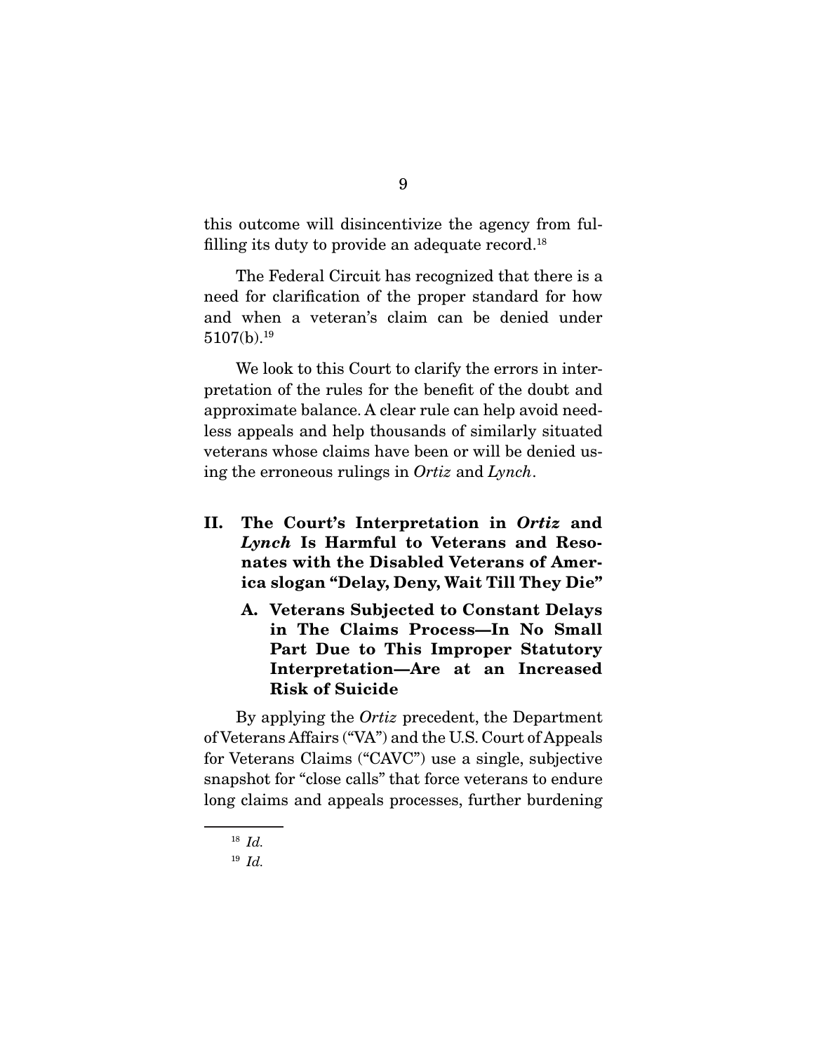this outcome will disincentivize the agency from fulfilling its duty to provide an adequate record.[18]

The Federal Circuit has recognized that there is a need for clarification of the proper standard for how and when a veteran's claim can be denied under 5107(b).[19]

We look to this Court to clarify the errors in interpretation of the rules for the benefit of the doubt and approximate balance. A clear rule can help avoid needless appeals and help thousands of similarly situated veterans whose claims have been or will be denied using the erroneous rulings in *Ortiz* and *Lynch*.

## II. The Court's Interpretation in *Ortiz* and *Lynch* Is Harmful to Veterans and Resonates with the Disabled Veterans of America slogan "Delay, Deny, Wait Till They Die"

### A. Veterans Subjected to Constant Delays in The Claims Process—In No Small Part Due to This Improper Statutory Interpretation—Are at an Increased Risk of Suicide

By applying the *Ortiz* precedent, the Department of Veterans Affairs ("VA") and the U.S. Court of Appeals for Veterans Claims ("CAVC") use a single, subjective snapshot for "close calls" that force veterans to endure long claims and appeals processes, further burdening

---

[18] *Id.*

[19] *Id.*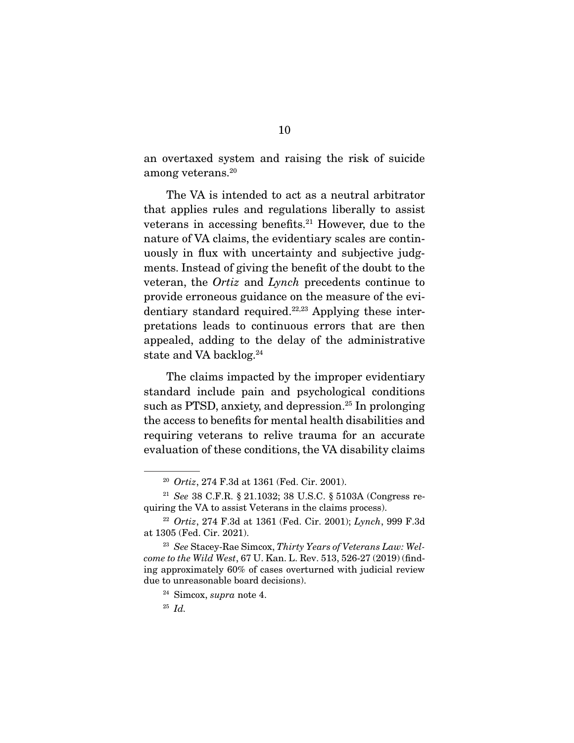an overtaxed system and raising the risk of suicide among veterans.[20]

The VA is intended to act as a neutral arbitrator that applies rules and regulations liberally to assist veterans in accessing benefits.[21] However, due to the nature of VA claims, the evidentiary scales are continuously in flux with uncertainty and subjective judgments. Instead of giving the benefit of the doubt to the veteran, the *Ortiz* and *Lynch* precedents continue to provide erroneous guidance on the measure of the evidentiary standard required.[22,23] Applying these interpretations leads to continuous errors that are then appealed, adding to the delay of the administrative state and VA backlog.[24]

The claims impacted by the improper evidentiary standard include pain and psychological conditions such as PTSD, anxiety, and depression.[25] In prolonging the access to benefits for mental health disabilities and requiring veterans to relive trauma for an accurate evaluation of these conditions, the VA disability claims

---

[20] *Ortiz*, 274 F.3d at 1361 (Fed. Cir. 2001).

[21] *See* 38 C.F.R. § 21.1032; 38 U.S.C. § 5103A (Congress requiring the VA to assist Veterans in the claims process).

[22] *Ortiz*, 274 F.3d at 1361 (Fed. Cir. 2001); *Lynch*, 999 F.3d at 1305 (Fed. Cir. 2021).

[23] *See* Stacey-Rae Simcox, *Thirty Years of Veterans Law: Welcome to the Wild West*, 67 U. Kan. L. Rev. 513, 526-27 (2019) (finding approximately 60% of cases overturned with judicial review due to unreasonable board decisions).

[24] Simcox, *supra* note 4.

[25] *Id.*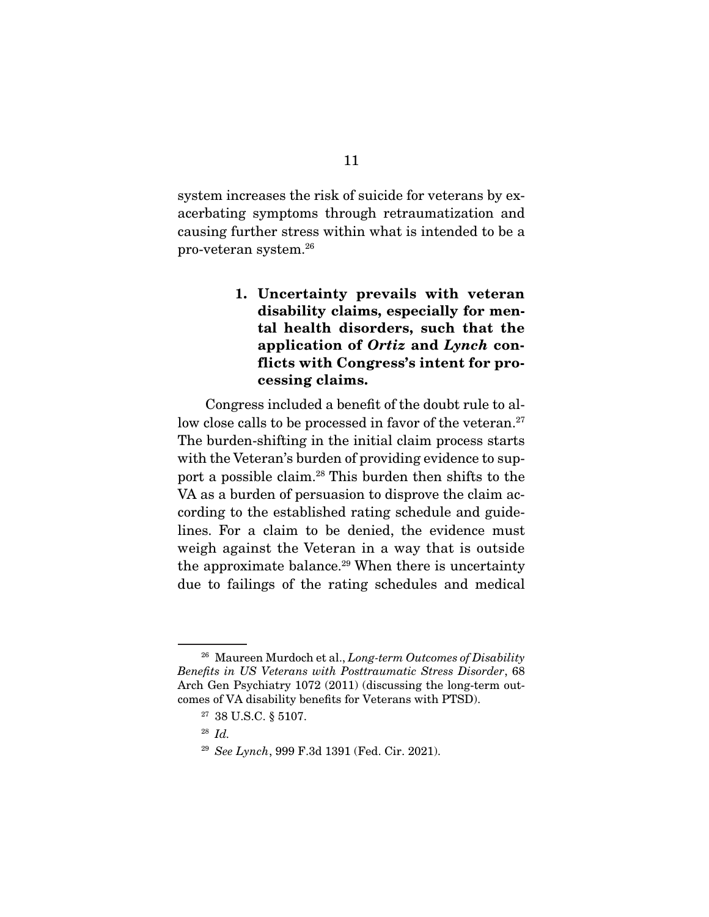system increases the risk of suicide for veterans by exacerbating symptoms through retraumatization and causing further stress within what is intended to be a pro-veteran system.[26]

**1. Uncertainty prevails with veteran disability claims, especially for mental health disorders, such that the application of *Ortiz* and *Lynch* conflicts with Congress's intent for processing claims.**

Congress included a benefit of the doubt rule to allow close calls to be processed in favor of the veteran.[27] The burden-shifting in the initial claim process starts with the Veteran's burden of providing evidence to support a possible claim.[28] This burden then shifts to the VA as a burden of persuasion to disprove the claim according to the established rating schedule and guidelines. For a claim to be denied, the evidence must weigh against the Veteran in a way that is outside the approximate balance.[29] When there is uncertainty due to failings of the rating schedules and medical

---

[26] Maureen Murdoch et al., *Long-term Outcomes of Disability Benefits in US Veterans with Posttraumatic Stress Disorder*, 68 Arch Gen Psychiatry 1072 (2011) (discussing the long-term outcomes of VA disability benefits for Veterans with PTSD).

[27] 38 U.S.C. § 5107.

[28] *Id.*

[29] *See Lynch*, 999 F.3d 1391 (Fed. Cir. 2021).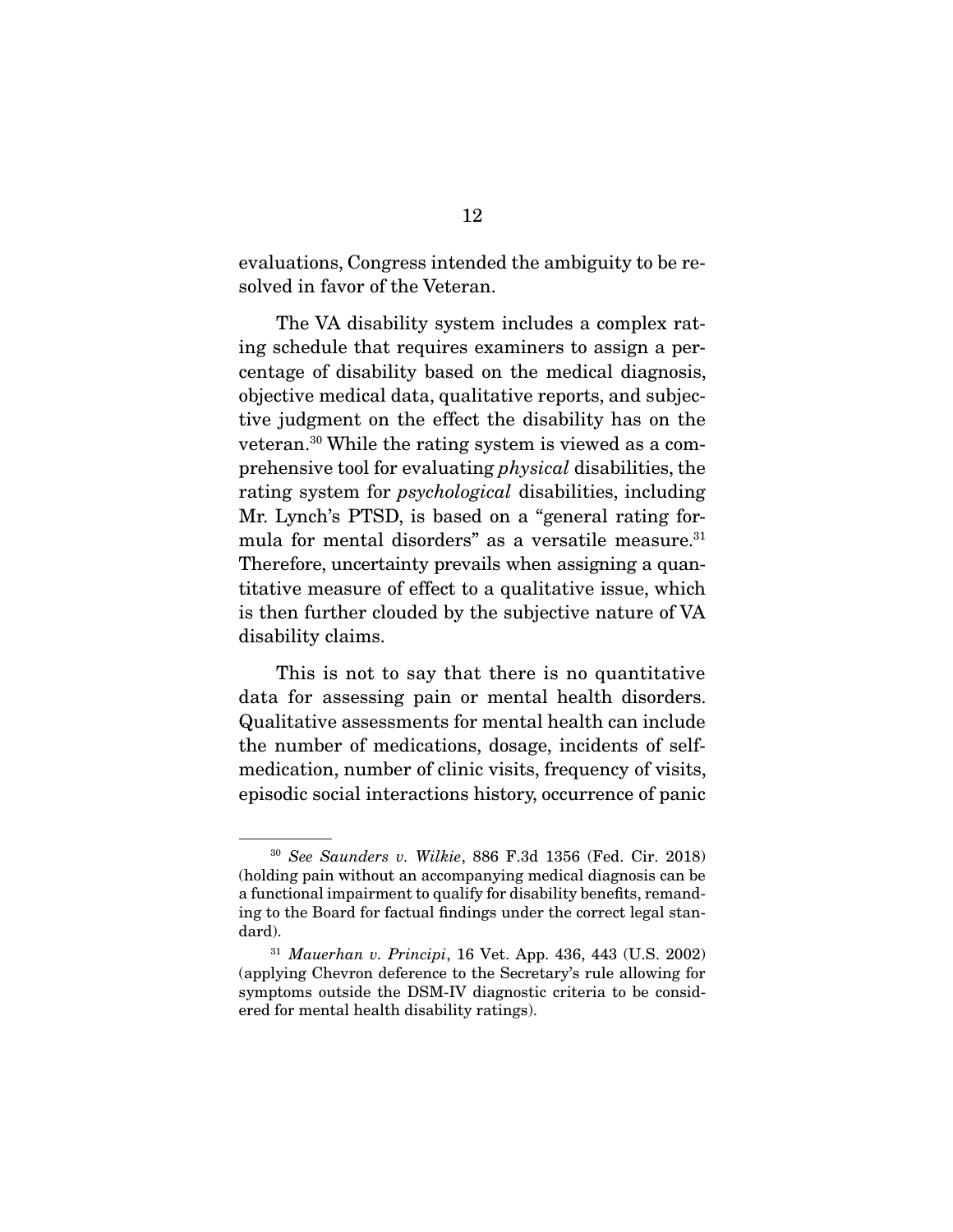evaluations, Congress intended the ambiguity to be resolved in favor of the Veteran.

The VA disability system includes a complex rating schedule that requires examiners to assign a percentage of disability based on the medical diagnosis, objective medical data, qualitative reports, and subjective judgment on the effect the disability has on the veteran.[30] While the rating system is viewed as a comprehensive tool for evaluating *physical* disabilities, the rating system for *psychological* disabilities, including Mr. Lynch's PTSD, is based on a "general rating formula for mental disorders" as a versatile measure.[31] Therefore, uncertainty prevails when assigning a quantitative measure of effect to a qualitative issue, which is then further clouded by the subjective nature of VA disability claims.

This is not to say that there is no quantitative data for assessing pain or mental health disorders. Qualitative assessments for mental health can include the number of medications, dosage, incidents of self-medication, number of clinic visits, frequency of visits, episodic social interactions history, occurrence of panic

---

[30] *See Saunders v. Wilkie*, 886 F.3d 1356 (Fed. Cir. 2018) (holding pain without an accompanying medical diagnosis can be a functional impairment to qualify for disability benefits, remanding to the Board for factual findings under the correct legal standard).

[31] *Mauerhan v. Principi*, 16 Vet. App. 436, 443 (U.S. 2002) (applying Chevron deference to the Secretary's rule allowing for symptoms outside the DSM-IV diagnostic criteria to be considered for mental health disability ratings).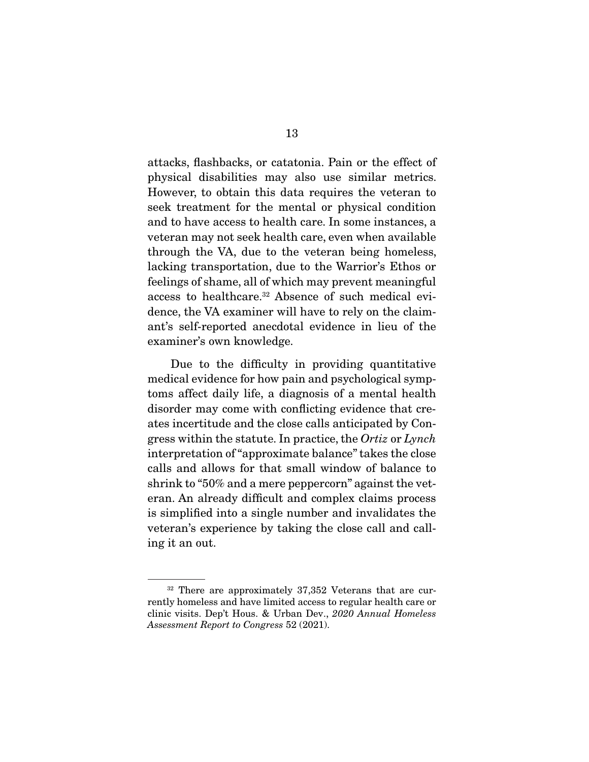attacks, flashbacks, or catatonia. Pain or the effect of physical disabilities may also use similar metrics. However, to obtain this data requires the veteran to seek treatment for the mental or physical condition and to have access to health care. In some instances, a veteran may not seek health care, even when available through the VA, due to the veteran being homeless, lacking transportation, due to the Warrior's Ethos or feelings of shame, all of which may prevent meaningful access to healthcare.[32] Absence of such medical evidence, the VA examiner will have to rely on the claimant's self-reported anecdotal evidence in lieu of the examiner's own knowledge.

Due to the difficulty in providing quantitative medical evidence for how pain and psychological symptoms affect daily life, a diagnosis of a mental health disorder may come with conflicting evidence that creates incertitude and the close calls anticipated by Congress within the statute. In practice, the *Ortiz* or *Lynch* interpretation of "approximate balance" takes the close calls and allows for that small window of balance to shrink to "50% and a mere peppercorn" against the veteran. An already difficult and complex claims process is simplified into a single number and invalidates the veteran's experience by taking the close call and calling it an out.

---

[32] There are approximately 37,352 Veterans that are currently homeless and have limited access to regular health care or clinic visits. Dep't Hous. & Urban Dev., *2020 Annual Homeless Assessment Report to Congress* 52 (2021).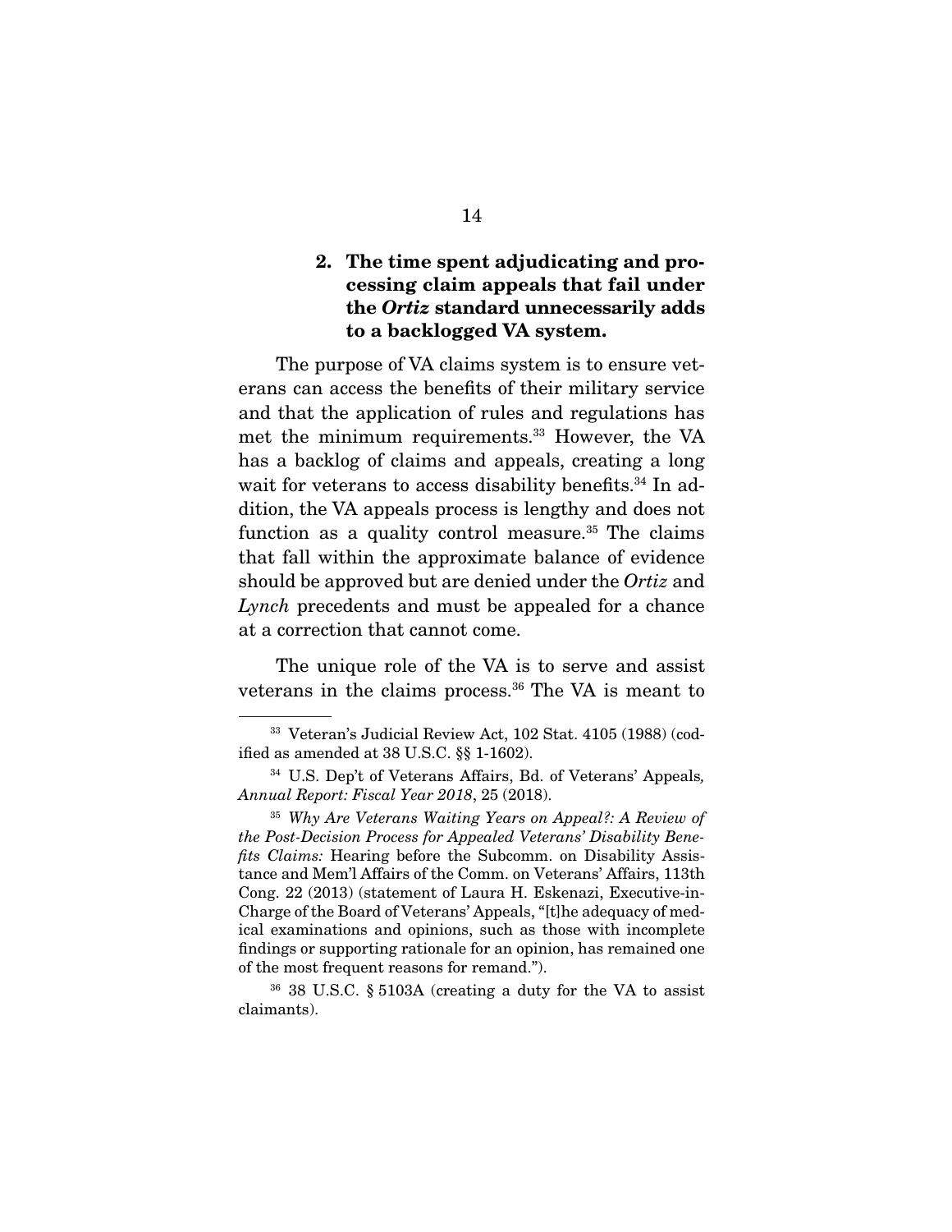### 2. The time spent adjudicating and processing claim appeals that fail under the *Ortiz* standard unnecessarily adds to a backlogged VA system.

The purpose of VA claims system is to ensure veterans can access the benefits of their military service and that the application of rules and regulations has met the minimum requirements.[33] However, the VA has a backlog of claims and appeals, creating a long wait for veterans to access disability benefits.[34] In addition, the VA appeals process is lengthy and does not function as a quality control measure.[35] The claims that fall within the approximate balance of evidence should be approved but are denied under the *Ortiz* and *Lynch* precedents and must be appealed for a chance at a correction that cannot come.

The unique role of the VA is to serve and assist veterans in the claims process.[36] The VA is meant to

---

[33] Veteran's Judicial Review Act, 102 Stat. 4105 (1988) (codified as amended at 38 U.S.C. §§ 1-1602).

[34] U.S. Dep't of Veterans Affairs, Bd. of Veterans' Appeals, *Annual Report: Fiscal Year 2018*, 25 (2018).

[35] *Why Are Veterans Waiting Years on Appeal?: A Review of the Post-Decision Process for Appealed Veterans' Disability Benefits Claims:* Hearing before the Subcomm. on Disability Assistance and Mem'l Affairs of the Comm. on Veterans' Affairs, 113th Cong. 22 (2013) (statement of Laura H. Eskenazi, Executive-in-Charge of the Board of Veterans' Appeals, "[t]he adequacy of medical examinations and opinions, such as those with incomplete findings or supporting rationale for an opinion, has remained one of the most frequent reasons for remand.").

[36] 38 U.S.C. § 5103A (creating a duty for the VA to assist claimants).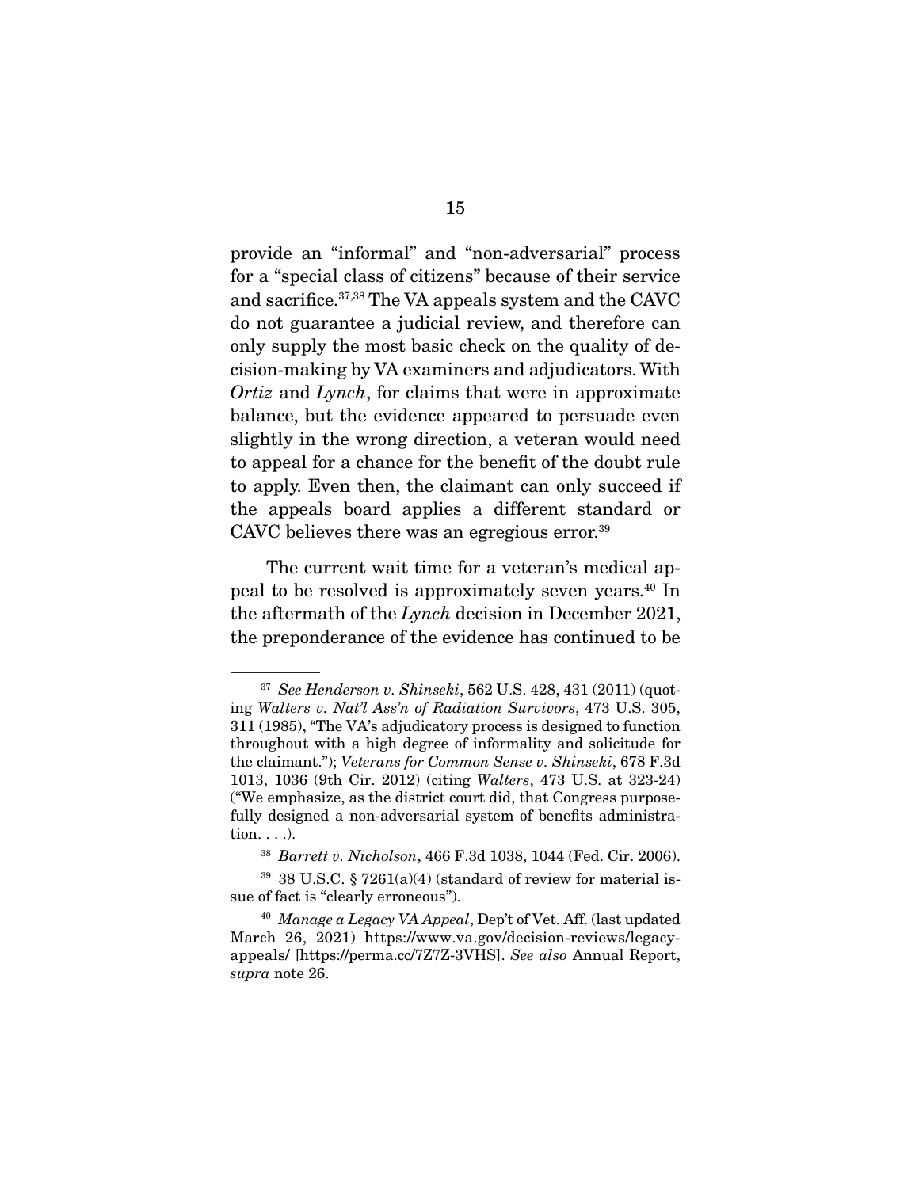provide an "informal" and "non-adversarial" process for a "special class of citizens" because of their service and sacrifice.[37,38] The VA appeals system and the CAVC do not guarantee a judicial review, and therefore can only supply the most basic check on the quality of decision-making by VA examiners and adjudicators. With *Ortiz* and *Lynch*, for claims that were in approximate balance, but the evidence appeared to persuade even slightly in the wrong direction, a veteran would need to appeal for a chance for the benefit of the doubt rule to apply. Even then, the claimant can only succeed if the appeals board applies a different standard or CAVC believes there was an egregious error.[39]

The current wait time for a veteran's medical appeal to be resolved is approximately seven years.[40] In the aftermath of the *Lynch* decision in December 2021, the preponderance of the evidence has continued to be

---

[37] *See Henderson v. Shinseki*, 562 U.S. 428, 431 (2011) (quoting *Walters v. Nat'l Ass'n of Radiation Survivors*, 473 U.S. 305, 311 (1985), "The VA's adjudicatory process is designed to function throughout with a high degree of informality and solicitude for the claimant."); *Veterans for Common Sense v. Shinseki*, 678 F.3d 1013, 1036 (9th Cir. 2012) (citing *Walters*, 473 U.S. at 323-24) ("We emphasize, as the district court did, that Congress purposefully designed a non-adversarial system of benefits administration. . . .).

[38] *Barrett v. Nicholson*, 466 F.3d 1038, 1044 (Fed. Cir. 2006).

[39] 38 U.S.C. § 7261(a)(4) (standard of review for material issue of fact is "clearly erroneous").

[40] *Manage a Legacy VA Appeal*, Dep't of Vet. Aff. (last updated March 26, 2021) https://www.va.gov/decision-reviews/legacy-appeals/ [https://perma.cc/7Z7Z-3VHS]. *See also* Annual Report, *supra* note 26.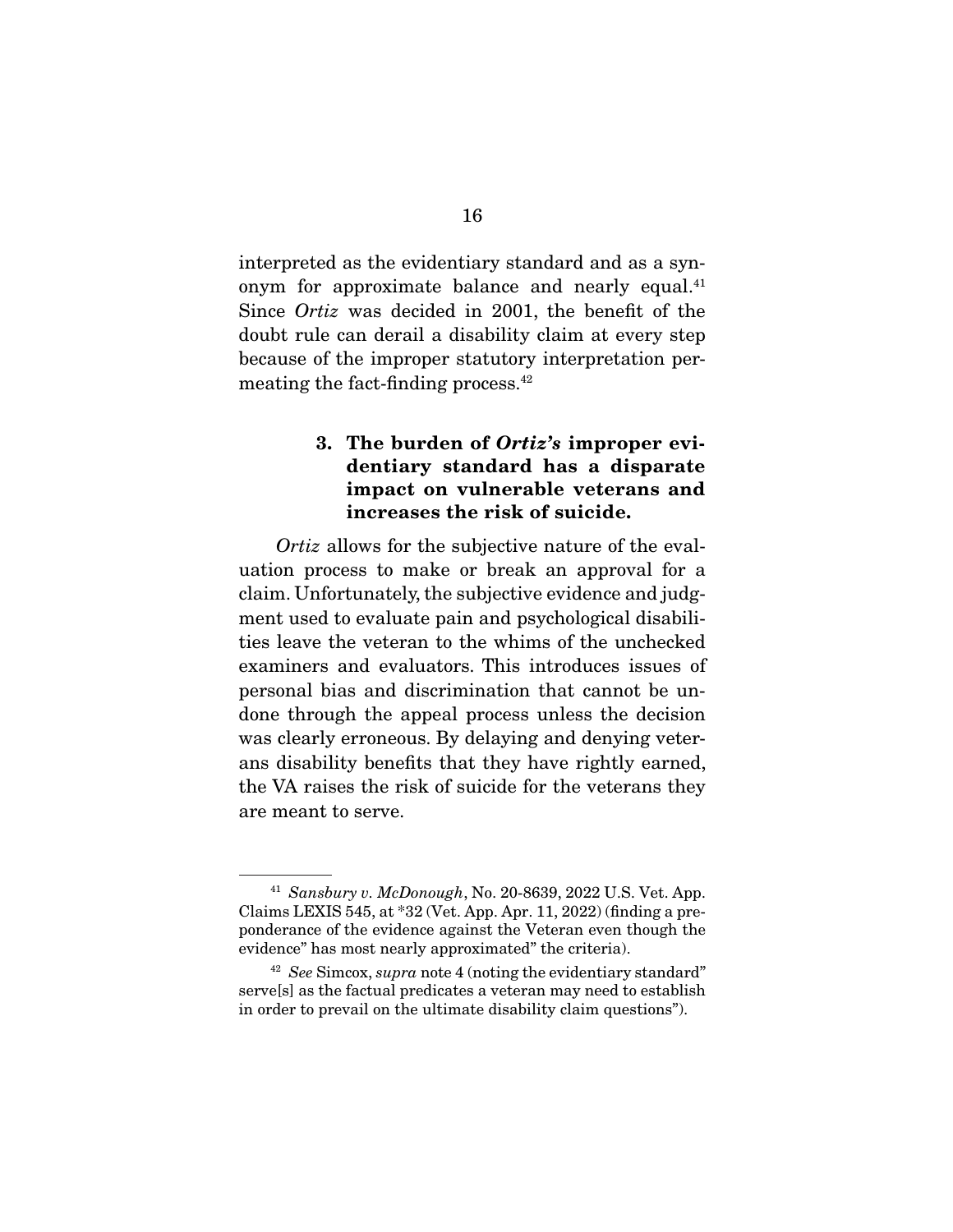interpreted as the evidentiary standard and as a synonym for approximate balance and nearly equal.[41] Since *Ortiz* was decided in 2001, the benefit of the doubt rule can derail a disability claim at every step because of the improper statutory interpretation permeating the fact-finding process.[42]

### 3. The burden of *Ortiz's* improper evidentiary standard has a disparate impact on vulnerable veterans and increases the risk of suicide.

*Ortiz* allows for the subjective nature of the evaluation process to make or break an approval for a claim. Unfortunately, the subjective evidence and judgment used to evaluate pain and psychological disabilities leave the veteran to the whims of the unchecked examiners and evaluators. This introduces issues of personal bias and discrimination that cannot be undone through the appeal process unless the decision was clearly erroneous. By delaying and denying veterans disability benefits that they have rightly earned, the VA raises the risk of suicide for the veterans they are meant to serve.

---

[41] *Sansbury v. McDonough*, No. 20-8639, 2022 U.S. Vet. App. Claims LEXIS 545, at *32 (Vet. App. Apr. 11, 2022) (finding a preponderance of the evidence against the Veteran even though the evidence" has most nearly approximated" the criteria).

[42] *See* Simcox, *supra* note 4 (noting the evidentiary standard" serve[s] as the factual predicates a veteran may need to establish in order to prevail on the ultimate disability claim questions").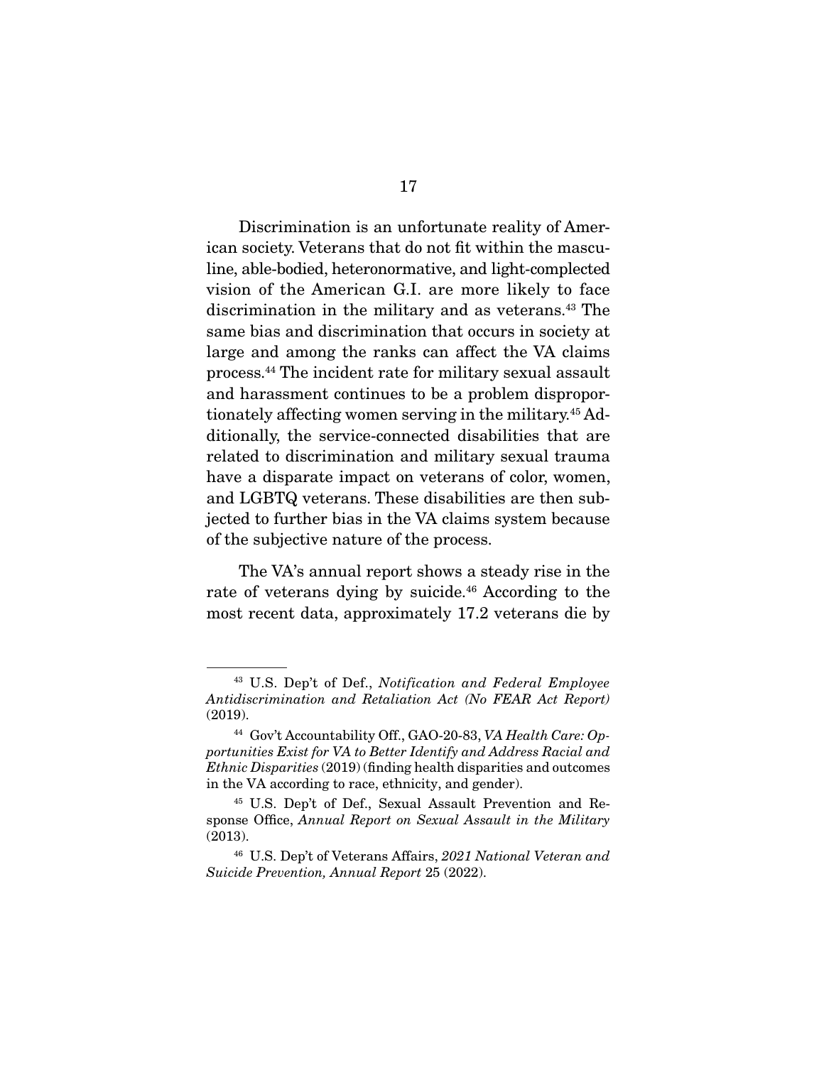Discrimination is an unfortunate reality of American society. Veterans that do not fit within the masculine, able-bodied, heteronormative, and light-complected vision of the American G.I. are more likely to face discrimination in the military and as veterans.[43] The same bias and discrimination that occurs in society at large and among the ranks can affect the VA claims process.[44] The incident rate for military sexual assault and harassment continues to be a problem disproportionately affecting women serving in the military.[45] Additionally, the service-connected disabilities that are related to discrimination and military sexual trauma have a disparate impact on veterans of color, women, and LGBTQ veterans. These disabilities are then subjected to further bias in the VA claims system because of the subjective nature of the process.

The VA's annual report shows a steady rise in the rate of veterans dying by suicide.[46] According to the most recent data, approximately 17.2 veterans die by

---

[43] U.S. Dep't of Def., *Notification and Federal Employee Antidiscrimination and Retaliation Act (No FEAR Act Report)* (2019).

[44] Gov't Accountability Off., GAO-20-83, *VA Health Care: Opportunities Exist for VA to Better Identify and Address Racial and Ethnic Disparities* (2019) (finding health disparities and outcomes in the VA according to race, ethnicity, and gender).

[45] U.S. Dep't of Def., Sexual Assault Prevention and Response Office, *Annual Report on Sexual Assault in the Military* (2013).

[46] U.S. Dep't of Veterans Affairs, *2021 National Veteran and Suicide Prevention, Annual Report* 25 (2022).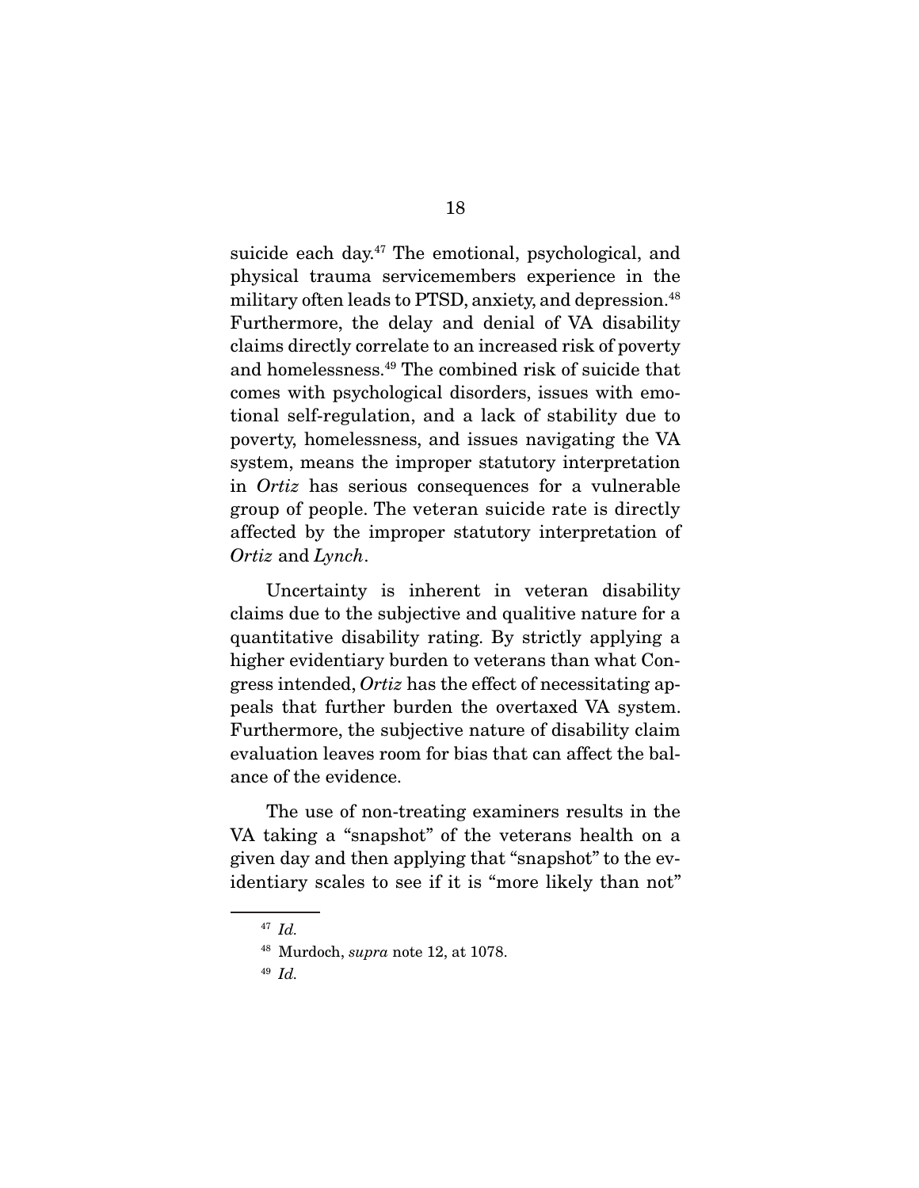suicide each day.[47] The emotional, psychological, and physical trauma servicemembers experience in the military often leads to PTSD, anxiety, and depression.[48] Furthermore, the delay and denial of VA disability claims directly correlate to an increased risk of poverty and homelessness.[49] The combined risk of suicide that comes with psychological disorders, issues with emotional self-regulation, and a lack of stability due to poverty, homelessness, and issues navigating the VA system, means the improper statutory interpretation in *Ortiz* has serious consequences for a vulnerable group of people. The veteran suicide rate is directly affected by the improper statutory interpretation of *Ortiz* and *Lynch*.

Uncertainty is inherent in veteran disability claims due to the subjective and qualitive nature for a quantitative disability rating. By strictly applying a higher evidentiary burden to veterans than what Congress intended, *Ortiz* has the effect of necessitating appeals that further burden the overtaxed VA system. Furthermore, the subjective nature of disability claim evaluation leaves room for bias that can affect the balance of the evidence.

The use of non-treating examiners results in the VA taking a "snapshot" of the veterans health on a given day and then applying that "snapshot" to the evidentiary scales to see if it is "more likely than not"

---

[47] *Id.*

[48] Murdoch, *supra* note 12, at 1078.

[49] *Id.*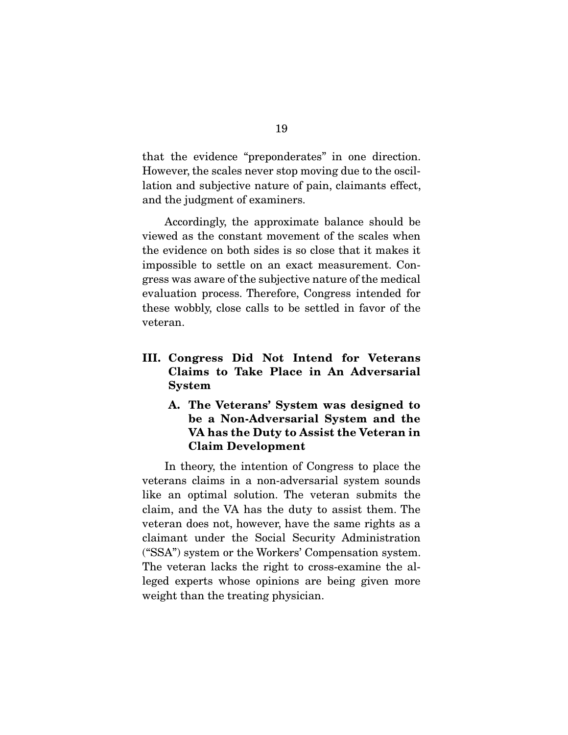that the evidence "preponderates" in one direction. However, the scales never stop moving due to the oscillation and subjective nature of pain, claimants effect, and the judgment of examiners.

Accordingly, the approximate balance should be viewed as the constant movement of the scales when the evidence on both sides is so close that it makes it impossible to settle on an exact measurement. Congress was aware of the subjective nature of the medical evaluation process. Therefore, Congress intended for these wobbly, close calls to be settled in favor of the veteran.

## III. Congress Did Not Intend for Veterans Claims to Take Place in An Adversarial System

### A. The Veterans' System was designed to be a Non-Adversarial System and the VA has the Duty to Assist the Veteran in Claim Development

In theory, the intention of Congress to place the veterans claims in a non-adversarial system sounds like an optimal solution. The veteran submits the claim, and the VA has the duty to assist them. The veteran does not, however, have the same rights as a claimant under the Social Security Administration ("SSA") system or the Workers' Compensation system. The veteran lacks the right to cross-examine the alleged experts whose opinions are being given more weight than the treating physician.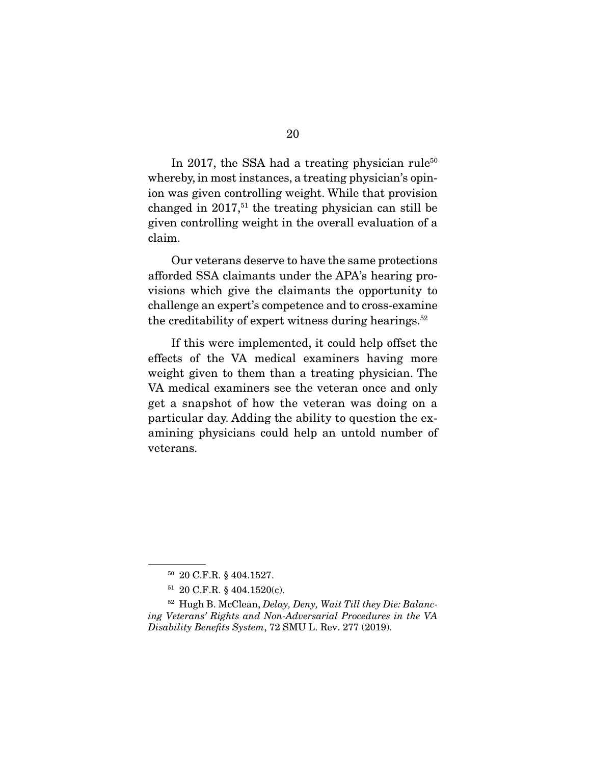In 2017, the SSA had a treating physician rule[50] whereby, in most instances, a treating physician's opinion was given controlling weight. While that provision changed in 2017,[51] the treating physician can still be given controlling weight in the overall evaluation of a claim.

Our veterans deserve to have the same protections afforded SSA claimants under the APA's hearing provisions which give the claimants the opportunity to challenge an expert's competence and to cross-examine the creditability of expert witness during hearings.[52]

If this were implemented, it could help offset the effects of the VA medical examiners having more weight given to them than a treating physician. The VA medical examiners see the veteran once and only get a snapshot of how the veteran was doing on a particular day. Adding the ability to question the examining physicians could help an untold number of veterans.

---

[50] 20 C.F.R. § 404.1527.

[51] 20 C.F.R. § 404.1520(c).

[52] Hugh B. McClean, *Delay, Deny, Wait Till they Die: Balancing Veterans' Rights and Non-Adversarial Procedures in the VA Disability Benefits System*, 72 SMU L. Rev. 277 (2019).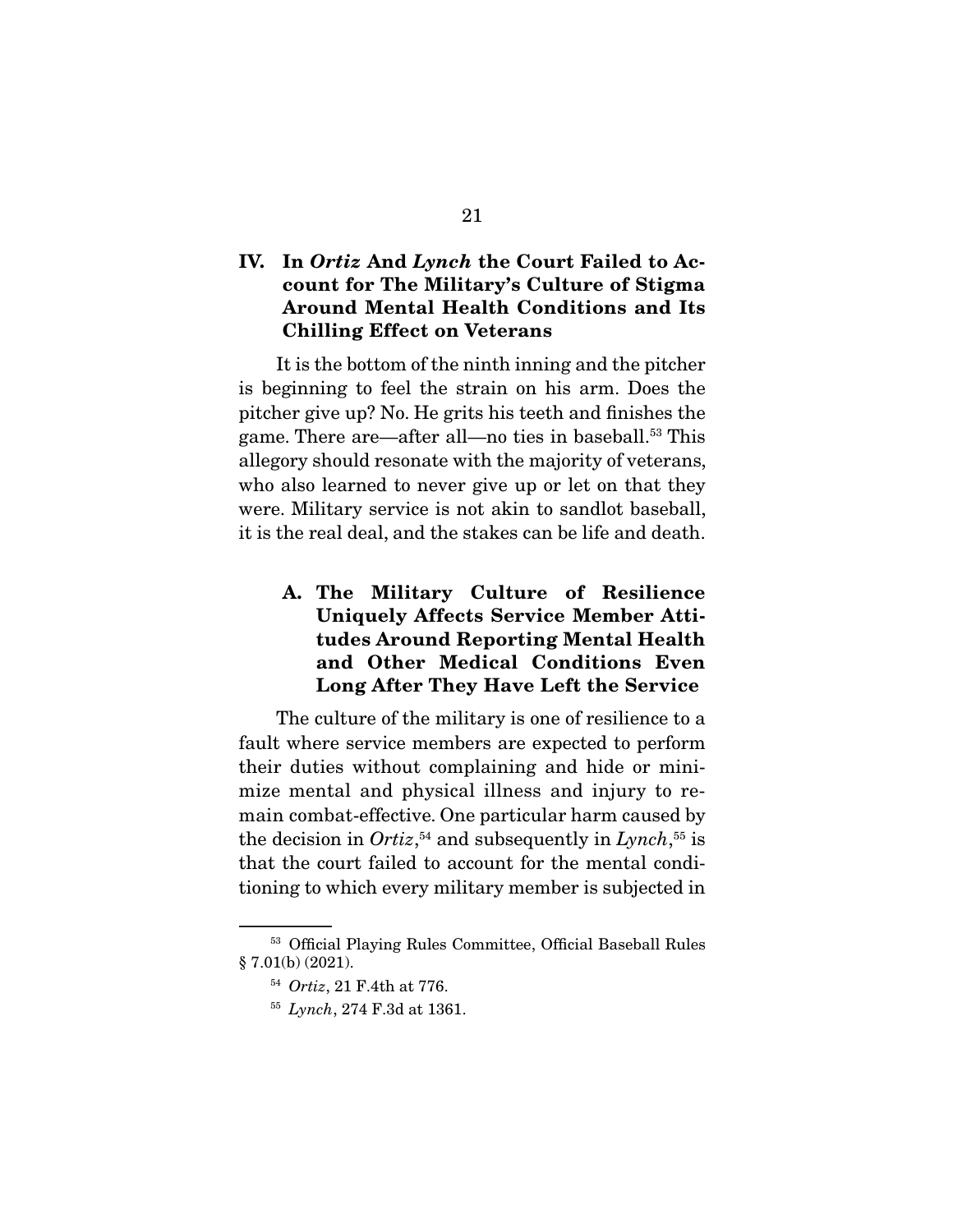## IV. In *Ortiz* And *Lynch* the Court Failed to Account for The Military's Culture of Stigma Around Mental Health Conditions and Its Chilling Effect on Veterans

It is the bottom of the ninth inning and the pitcher is beginning to feel the strain on his arm. Does the pitcher give up? No. He grits his teeth and finishes the game. There are—after all—no ties in baseball.[53] This allegory should resonate with the majority of veterans, who also learned to never give up or let on that they were. Military service is not akin to sandlot baseball, it is the real deal, and the stakes can be life and death.

### A. The Military Culture of Resilience Uniquely Affects Service Member Attitudes Around Reporting Mental Health and Other Medical Conditions Even Long After They Have Left the Service

The culture of the military is one of resilience to a fault where service members are expected to perform their duties without complaining and hide or minimize mental and physical illness and injury to remain combat-effective. One particular harm caused by the decision in *Ortiz*,[54] and subsequently in *Lynch*,[55] is that the court failed to account for the mental conditioning to which every military member is subjected in

---

[53] Official Playing Rules Committee, Official Baseball Rules § 7.01(b) (2021).

[54] *Ortiz*, 21 F.4th at 776.

[55] *Lynch*, 274 F.3d at 1361.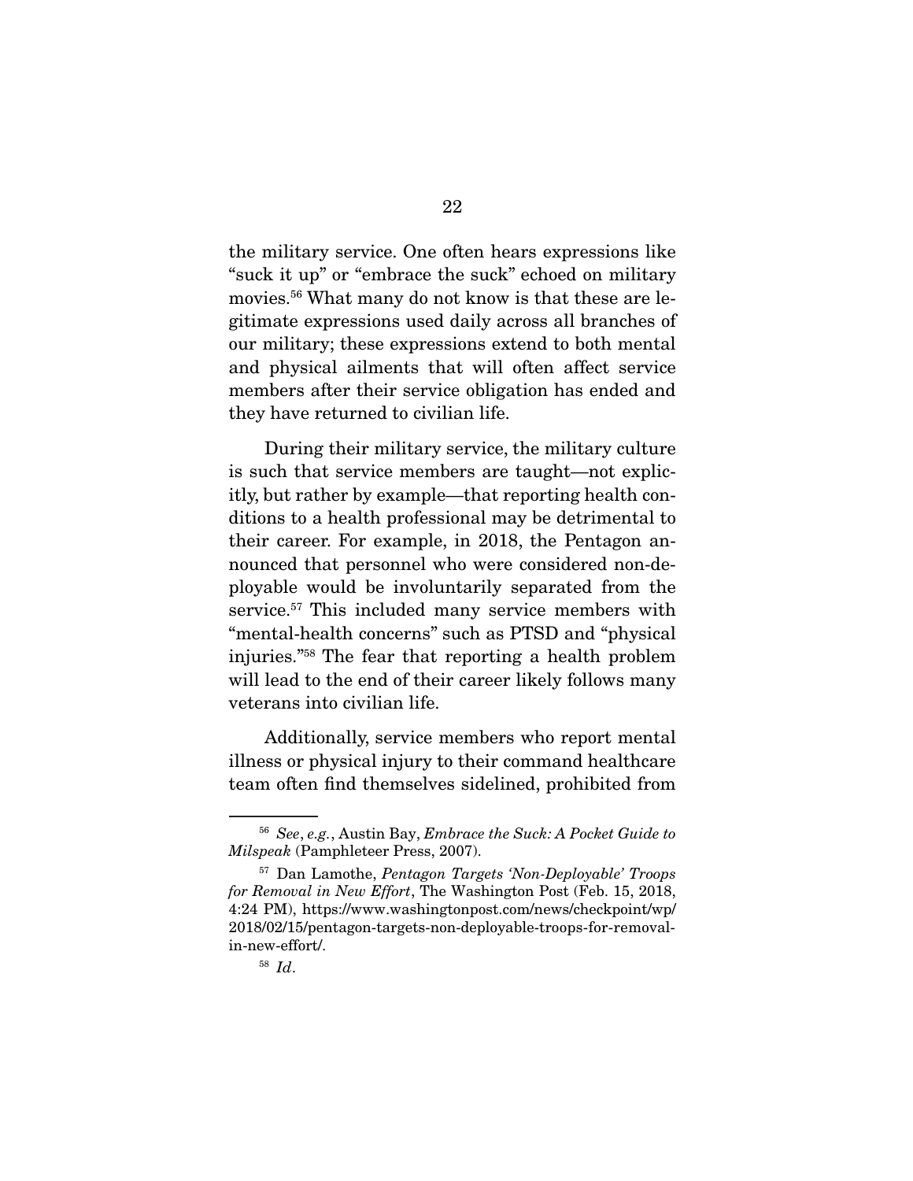the military service. One often hears expressions like "suck it up" or "embrace the suck" echoed on military movies.[56] What many do not know is that these are legitimate expressions used daily across all branches of our military; these expressions extend to both mental and physical ailments that will often affect service members after their service obligation has ended and they have returned to civilian life.

During their military service, the military culture is such that service members are taught—not explicitly, but rather by example—that reporting health conditions to a health professional may be detrimental to their career. For example, in 2018, the Pentagon announced that personnel who were considered non-deployable would be involuntarily separated from the service.[57] This included many service members with "mental-health concerns" such as PTSD and "physical injuries."[58] The fear that reporting a health problem will lead to the end of their career likely follows many veterans into civilian life.

Additionally, service members who report mental illness or physical injury to their command healthcare team often find themselves sidelined, prohibited from

---

[56] *See*, *e.g.*, Austin Bay, *Embrace the Suck: A Pocket Guide to Milspeak* (Pamphleteer Press, 2007).

[57] Dan Lamothe, *Pentagon Targets 'Non-Deployable' Troops for Removal in New Effort*, The Washington Post (Feb. 15, 2018, 4:24 PM), https://www.washingtonpost.com/news/checkpoint/wp/2018/02/15/pentagon-targets-non-deployable-troops-for-removal-in-new-effort/.

[58] *Id*.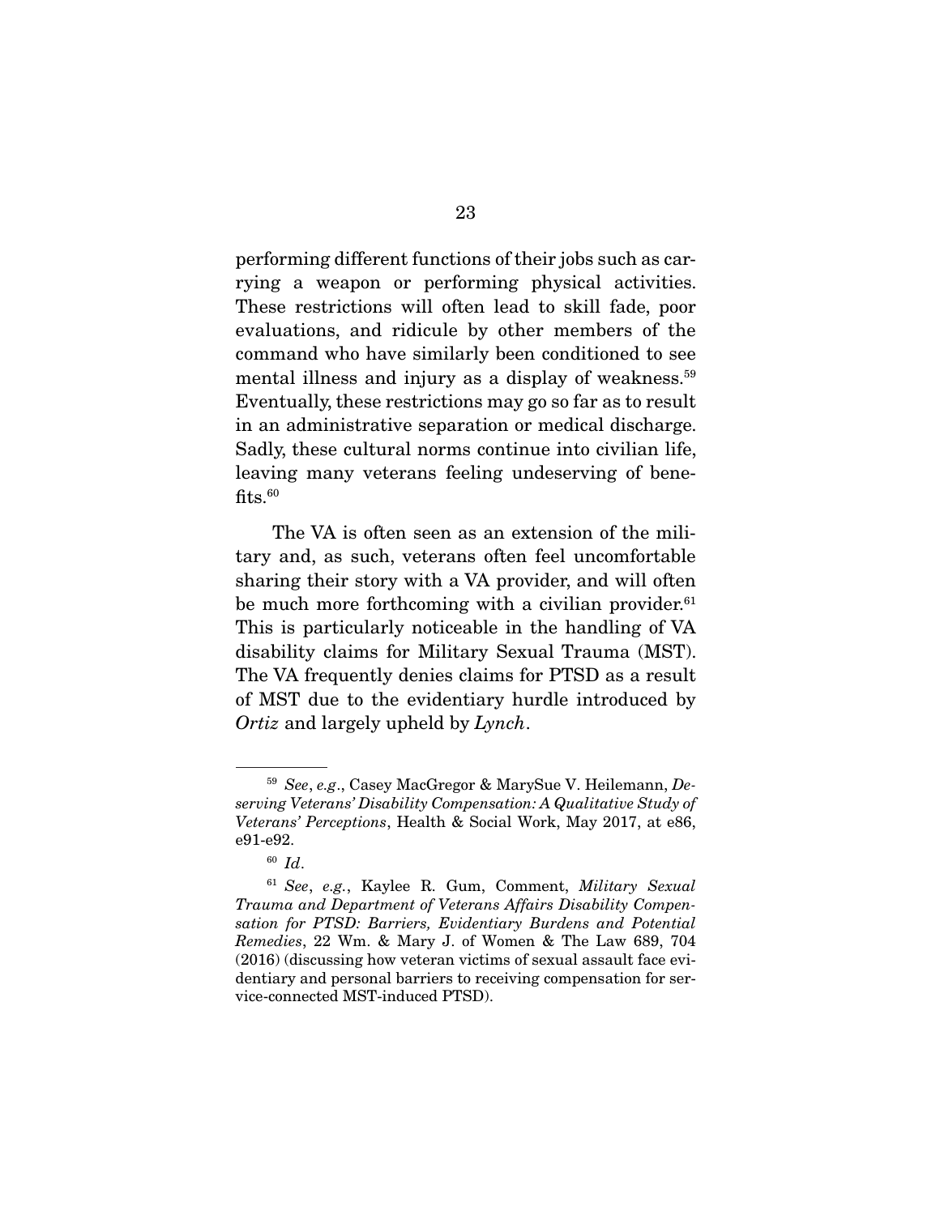performing different functions of their jobs such as carrying a weapon or performing physical activities. These restrictions will often lead to skill fade, poor evaluations, and ridicule by other members of the command who have similarly been conditioned to see mental illness and injury as a display of weakness.[59] Eventually, these restrictions may go so far as to result in an administrative separation or medical discharge. Sadly, these cultural norms continue into civilian life, leaving many veterans feeling undeserving of benefits.[60]

The VA is often seen as an extension of the military and, as such, veterans often feel uncomfortable sharing their story with a VA provider, and will often be much more forthcoming with a civilian provider.[61] This is particularly noticeable in the handling of VA disability claims for Military Sexual Trauma (MST). The VA frequently denies claims for PTSD as a result of MST due to the evidentiary hurdle introduced by *Ortiz* and largely upheld by *Lynch*.

---

[59] *See*, *e.g*., Casey MacGregor & MarySue V. Heilemann, *Deserving Veterans' Disability Compensation: A Qualitative Study of Veterans' Perceptions*, Health & Social Work, May 2017, at e86, e91-e92.

[60] *Id*.

[61] *See*, *e.g.*, Kaylee R. Gum, Comment, *Military Sexual Trauma and Department of Veterans Affairs Disability Compensation for PTSD: Barriers, Evidentiary Burdens and Potential Remedies*, 22 Wm. & Mary J. of Women & The Law 689, 704 (2016) (discussing how veteran victims of sexual assault face evidentiary and personal barriers to receiving compensation for service-connected MST-induced PTSD).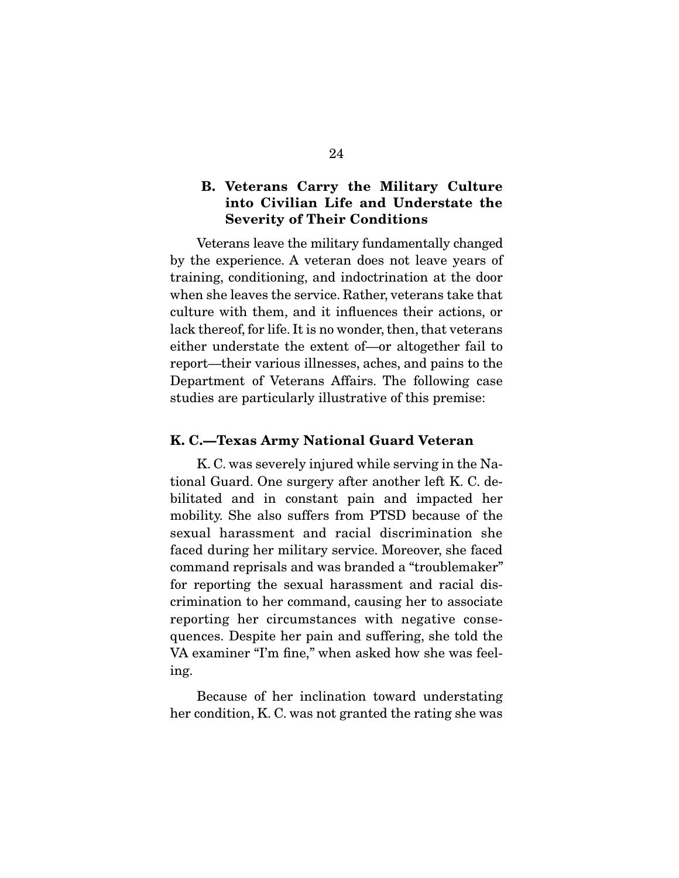### B. Veterans Carry the Military Culture into Civilian Life and Understate the Severity of Their Conditions

Veterans leave the military fundamentally changed by the experience. A veteran does not leave years of training, conditioning, and indoctrination at the door when she leaves the service. Rather, veterans take that culture with them, and it influences their actions, or lack thereof, for life. It is no wonder, then, that veterans either understate the extent of—or altogether fail to report—their various illnesses, aches, and pains to the Department of Veterans Affairs. The following case studies are particularly illustrative of this premise:

**K. C.—Texas Army National Guard Veteran**

K. C. was severely injured while serving in the National Guard. One surgery after another left K. C. debilitated and in constant pain and impacted her mobility. She also suffers from PTSD because of the sexual harassment and racial discrimination she faced during her military service. Moreover, she faced command reprisals and was branded a "troublemaker" for reporting the sexual harassment and racial discrimination to her command, causing her to associate reporting her circumstances with negative consequences. Despite her pain and suffering, she told the VA examiner "I'm fine," when asked how she was feeling.

Because of her inclination toward understating her condition, K. C. was not granted the rating she was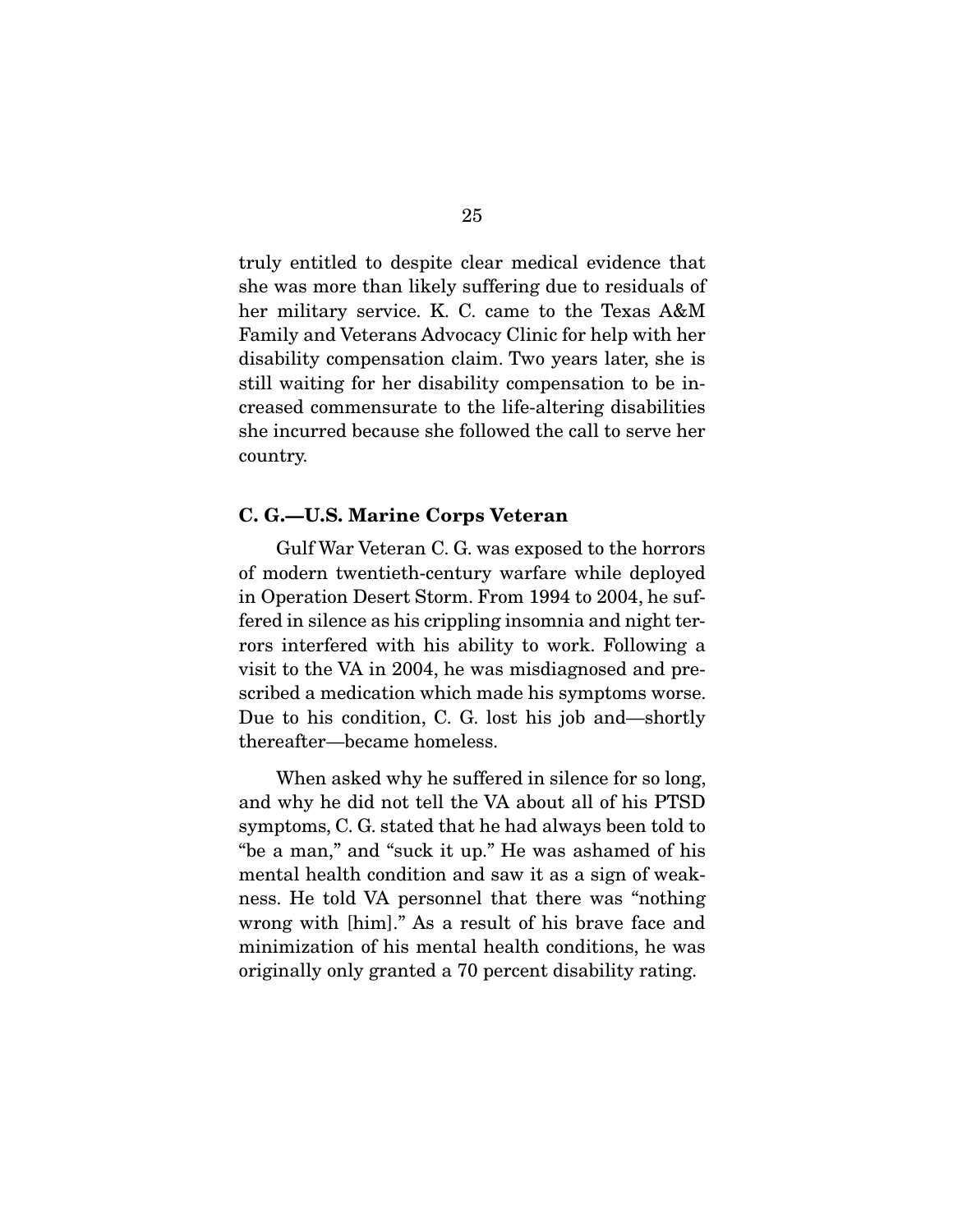truly entitled to despite clear medical evidence that she was more than likely suffering due to residuals of her military service. K. C. came to the Texas A&M Family and Veterans Advocacy Clinic for help with her disability compensation claim. Two years later, she is still waiting for her disability compensation to be increased commensurate to the life-altering disabilities she incurred because she followed the call to serve her country.

### C. G.—U.S. Marine Corps Veteran

Gulf War Veteran C. G. was exposed to the horrors of modern twentieth-century warfare while deployed in Operation Desert Storm. From 1994 to 2004, he suffered in silence as his crippling insomnia and night terrors interfered with his ability to work. Following a visit to the VA in 2004, he was misdiagnosed and prescribed a medication which made his symptoms worse. Due to his condition, C. G. lost his job and—shortly thereafter—became homeless.

When asked why he suffered in silence for so long, and why he did not tell the VA about all of his PTSD symptoms, C. G. stated that he had always been told to "be a man," and "suck it up." He was ashamed of his mental health condition and saw it as a sign of weakness. He told VA personnel that there was "nothing wrong with [him]." As a result of his brave face and minimization of his mental health conditions, he was originally only granted a 70 percent disability rating.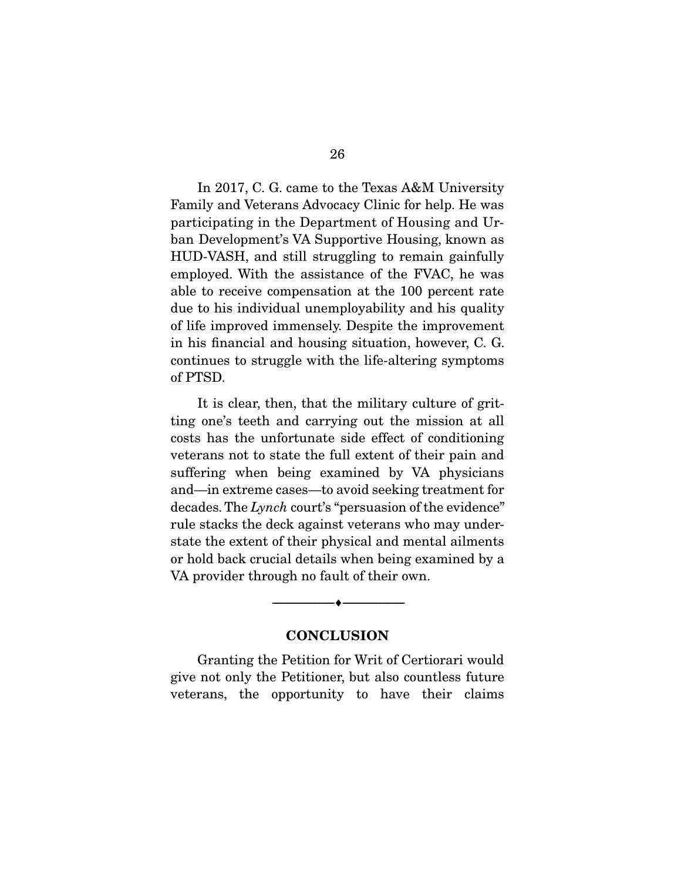In 2017, C. G. came to the Texas A&M University Family and Veterans Advocacy Clinic for help. He was participating in the Department of Housing and Urban Development's VA Supportive Housing, known as HUD-VASH, and still struggling to remain gainfully employed. With the assistance of the FVAC, he was able to receive compensation at the 100 percent rate due to his individual unemployability and his quality of life improved immensely. Despite the improvement in his financial and housing situation, however, C. G. continues to struggle with the life-altering symptoms of PTSD.

It is clear, then, that the military culture of gritting one's teeth and carrying out the mission at all costs has the unfortunate side effect of conditioning veterans not to state the full extent of their pain and suffering when being examined by VA physicians and—in extreme cases—to avoid seeking treatment for decades. The *Lynch* court's "persuasion of the evidence" rule stacks the deck against veterans who may understate the extent of their physical and mental ailments or hold back crucial details when being examined by a VA provider through no fault of their own.

---

## CONCLUSION

Granting the Petition for Writ of Certiorari would give not only the Petitioner, but also countless future veterans, the opportunity to have their claims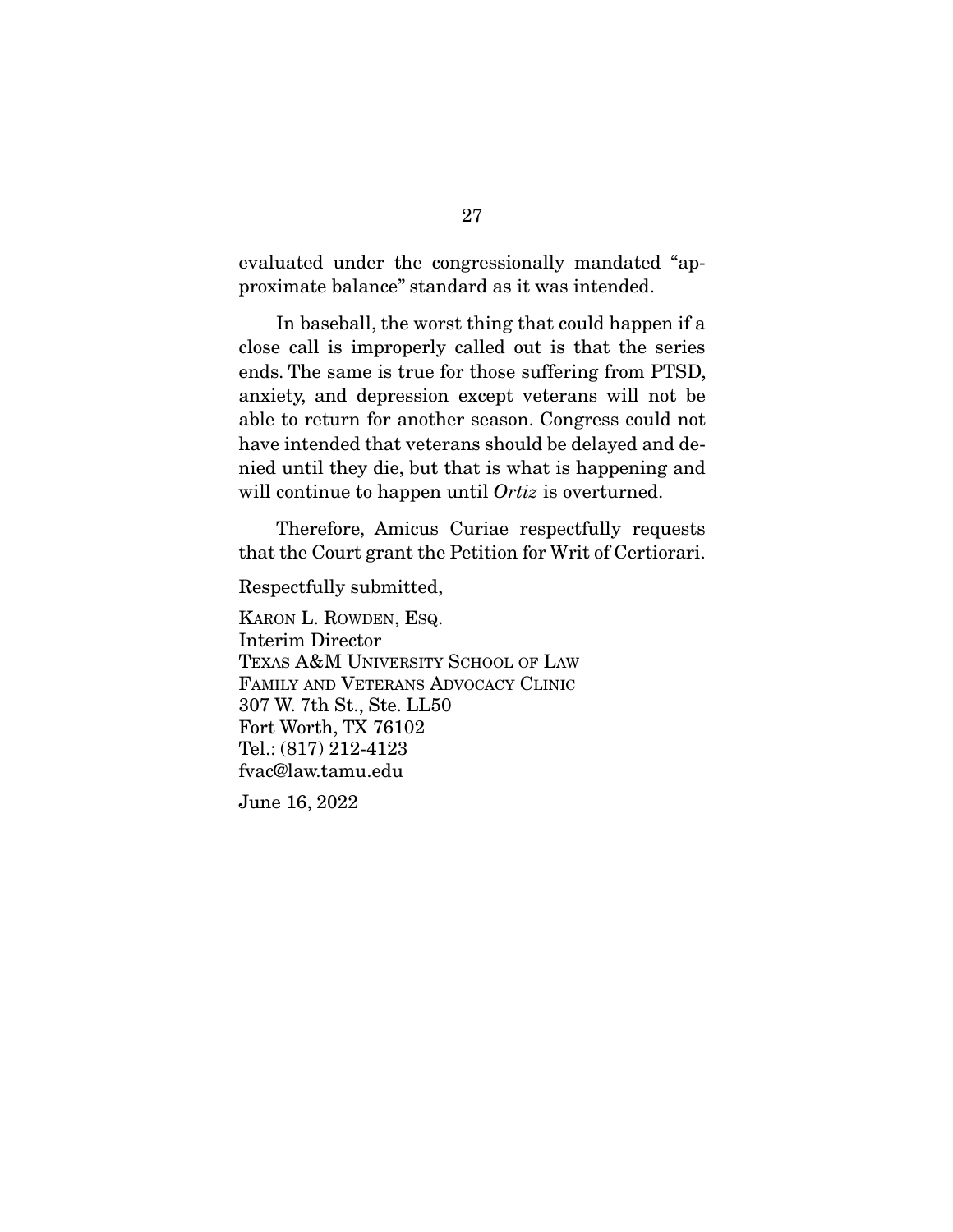evaluated under the congressionally mandated "approximate balance" standard as it was intended.

In baseball, the worst thing that could happen if a close call is improperly called out is that the series ends. The same is true for those suffering from PTSD, anxiety, and depression except veterans will not be able to return for another season. Congress could not have intended that veterans should be delayed and denied until they die, but that is what is happening and will continue to happen until *Ortiz* is overturned.

Therefore, Amicus Curiae respectfully requests that the Court grant the Petition for Writ of Certiorari.

Respectfully submitted,

KARON L. ROWDEN, ESQ.
Interim Director
TEXAS A&M UNIVERSITY SCHOOL OF LAW
FAMILY AND VETERANS ADVOCACY CLINIC
307 W. 7th St., Ste. LL50
Fort Worth, TX 76102
Tel.: (817) 212-4123
fvac@law.tamu.edu

June 16, 2022